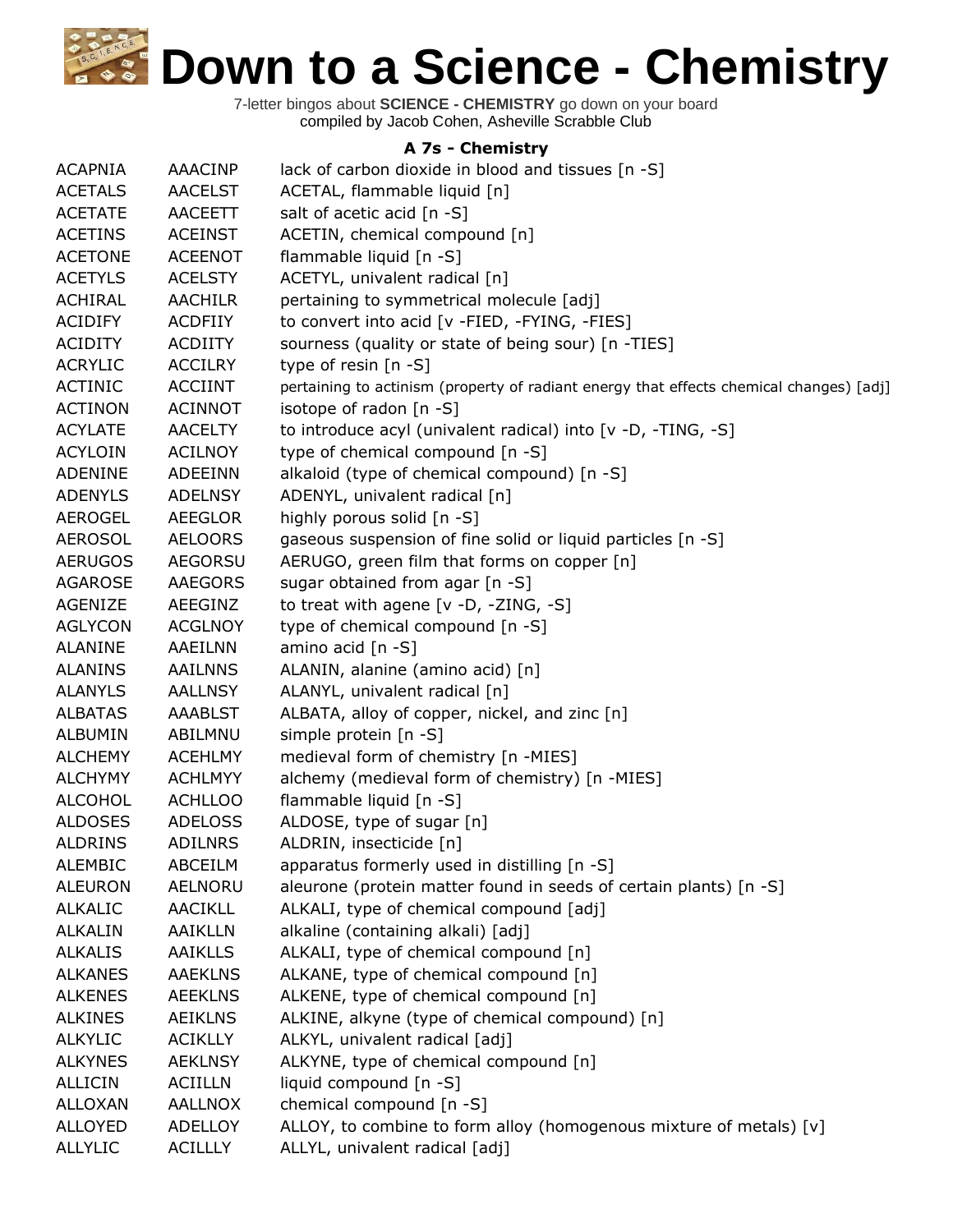# Down to a Science - Chemistry

7-letter bingos about **SCIENCE - CHEMISTRY** go down on your board
compiled by Jacob Cohen, Asheville Scrabble Club

### A 7s - Chemistry

| | | |
|---|---|---|
| ACAPNIA | AAACINP | lack of carbon dioxide in blood and tissues [n -S] |
| ACETALS | AACELST | ACETAL, flammable liquid [n] |
| ACETATE | AACEETT | salt of acetic acid [n -S] |
| ACETINS | ACEINST | ACETIN, chemical compound [n] |
| ACETONE | ACEENOT | flammable liquid [n -S] |
| ACETYLS | ACELSTY | ACETYL, univalent radical [n] |
| ACHIRAL | AACHILR | pertaining to symmetrical molecule [adj] |
| ACIDIFY | ACDFIIY | to convert into acid [v -FIED, -FYING, -FIES] |
| ACIDITY | ACDIITY | sourness (quality or state of being sour) [n -TIES] |
| ACRYLIC | ACCILRY | type of resin [n -S] |
| ACTINIC | ACCIINT | pertaining to actinism (property of radiant energy that effects chemical changes) [adj] |
| ACTINON | ACINNOT | isotope of radon [n -S] |
| ACYLATE | AACELTY | to introduce acyl (univalent radical) into [v -D, -TING, -S] |
| ACYLOIN | ACILNOY | type of chemical compound [n -S] |
| ADENINE | ADEEINN | alkaloid (type of chemical compound) [n -S] |
| ADENYLS | ADELNSY | ADENYL, univalent radical [n] |
| AEROGEL | AEEGLOR | highly porous solid [n -S] |
| AEROSOL | AELOORS | gaseous suspension of fine solid or liquid particles [n -S] |
| AERUGOS | AEGORSU | AERUGO, green film that forms on copper [n] |
| AGAROSE | AAEGORS | sugar obtained from agar [n -S] |
| AGENIZE | AEEGINZ | to treat with agene [v -D, -ZING, -S] |
| AGLYCON | ACGLNOY | type of chemical compound [n -S] |
| ALANINE | AAEILNN | amino acid [n -S] |
| ALANINS | AAILNNS | ALANIN, alanine (amino acid) [n] |
| ALANYLS | AALLNSY | ALANYL, univalent radical [n] |
| ALBATAS | AAABLST | ALBATA, alloy of copper, nickel, and zinc [n] |
| ALBUMIN | ABILMNU | simple protein [n -S] |
| ALCHEMY | ACEHLMY | medieval form of chemistry [n -MIES] |
| ALCHYMY | ACHLMYY | alchemy (medieval form of chemistry) [n -MIES] |
| ALCOHOL | ACHLLOO | flammable liquid [n -S] |
| ALDOSES | ADELOSS | ALDOSE, type of sugar [n] |
| ALDRINS | ADILNRS | ALDRIN, insecticide [n] |
| ALEMBIC | ABCEILM | apparatus formerly used in distilling [n -S] |
| ALEURON | AELNORU | aleurone (protein matter found in seeds of certain plants) [n -S] |
| ALKALIC | AACIKLL | ALKALI, type of chemical compound [adj] |
| ALKALIN | AAIKLLN | alkaline (containing alkali) [adj] |
| ALKALIS | AAIKLLS | ALKALI, type of chemical compound [n] |
| ALKANES | AAEKLNS | ALKANE, type of chemical compound [n] |
| ALKENES | AEEKLNS | ALKENE, type of chemical compound [n] |
| ALKINES | AEIKLNS | ALKINE, alkyne (type of chemical compound) [n] |
| ALKYLIC | ACIKLLY | ALKYL, univalent radical [adj] |
| ALKYNES | AEKLNSY | ALKYNE, type of chemical compound [n] |
| ALLICIN | ACIILLN | liquid compound [n -S] |
| ALLOXAN | AALLNOX | chemical compound [n -S] |
| ALLOYED | ADELLOY | ALLOY, to combine to form alloy (homogenous mixture of metals) [v] |
| ALLYLIC | ACILLLY | ALLYL, univalent radical [adj] |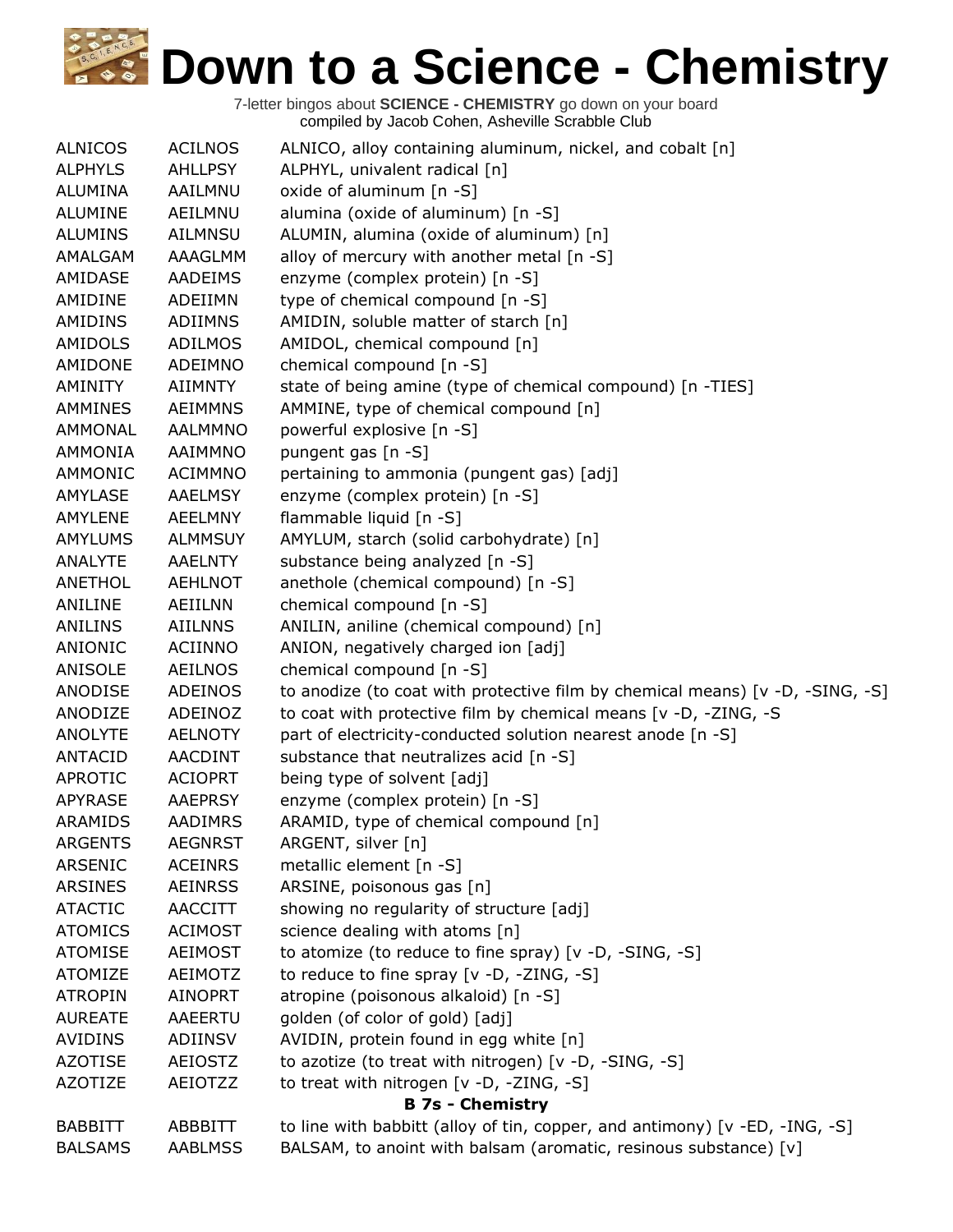# Down to a Science - Chemistry

7-letter bingos about **SCIENCE - CHEMISTRY** go down on your board
compiled by Jacob Cohen, Asheville Scrabble Club

| | | |
|---|---|---|
| ALNICOS | ACILNOS | ALNICO, alloy containing aluminum, nickel, and cobalt [n] |
| ALPHYLS | AHLLPSY | ALPHYL, univalent radical [n] |
| ALUMINA | AAILMNU | oxide of aluminum [n -S] |
| ALUMINE | AEILMNU | alumina (oxide of aluminum) [n -S] |
| ALUMINS | AILMNSU | ALUMIN, alumina (oxide of aluminum) [n] |
| AMALGAM | AAAGLMM | alloy of mercury with another metal [n -S] |
| AMIDASE | AADEIMS | enzyme (complex protein) [n -S] |
| AMIDINE | ADEIIMN | type of chemical compound [n -S] |
| AMIDINS | ADIIMNS | AMIDIN, soluble matter of starch [n] |
| AMIDOLS | ADILMOS | AMIDOL, chemical compound [n] |
| AMIDONE | ADEIMNO | chemical compound [n -S] |
| AMINITY | AIIMNTY | state of being amine (type of chemical compound) [n -TIES] |
| AMMINES | AEIMMNS | AMMINE, type of chemical compound [n] |
| AMMONAL | AALMMNO | powerful explosive [n -S] |
| AMMONIA | AAIMMNO | pungent gas [n -S] |
| AMMONIC | ACIMMNO | pertaining to ammonia (pungent gas) [adj] |
| AMYLASE | AAELMSY | enzyme (complex protein) [n -S] |
| AMYLENE | AEELMNY | flammable liquid [n -S] |
| AMYLUMS | ALMMSUY | AMYLUM, starch (solid carbohydrate) [n] |
| ANALYTE | AAELNTY | substance being analyzed [n -S] |
| ANETHOL | AEHLNOT | anethole (chemical compound) [n -S] |
| ANILINE | AEIILNN | chemical compound [n -S] |
| ANILINS | AIILNNS | ANILIN, aniline (chemical compound) [n] |
| ANIONIC | ACIINNO | ANION, negatively charged ion [adj] |
| ANISOLE | AEILNOS | chemical compound [n -S] |
| ANODISE | ADEINOS | to anodize (to coat with protective film by chemical means) [v -D, -SING, -S] |
| ANODIZE | ADEINOZ | to coat with protective film by chemical means [v -D, -ZING, -S |
| ANOLYTE | AELNOTY | part of electricity-conducted solution nearest anode [n -S] |
| ANTACID | AACDINT | substance that neutralizes acid [n -S] |
| APROTIC | ACIOPRT | being type of solvent [adj] |
| APYRASE | AAEPRSY | enzyme (complex protein) [n -S] |
| ARAMIDS | AADIMRS | ARAMID, type of chemical compound [n] |
| ARGENTS | AEGNRST | ARGENT, silver [n] |
| ARSENIC | ACEINRS | metallic element [n -S] |
| ARSINES | AEINRSS | ARSINE, poisonous gas [n] |
| ATACTIC | AACCITT | showing no regularity of structure [adj] |
| ATOMICS | ACIMOST | science dealing with atoms [n] |
| ATOMISE | AEIMOST | to atomize (to reduce to fine spray) [v -D, -SING, -S] |
| ATOMIZE | AEIMOTZ | to reduce to fine spray [v -D, -ZING, -S] |
| ATROPIN | AINOPRT | atropine (poisonous alkaloid) [n -S] |
| AUREATE | AAEERTU | golden (of color of gold) [adj] |
| AVIDINS | ADIINSV | AVIDIN, protein found in egg white [n] |
| AZOTISE | AEIOSTZ | to azotize (to treat with nitrogen) [v -D, -SING, -S] |
| AZOTIZE | AEIOTZZ | to treat with nitrogen [v -D, -ZING, -S] |

### B 7s - Chemistry

| | | |
|---|---|---|
| BABBITT | ABBBITT | to line with babbitt (alloy of tin, copper, and antimony) [v -ED, -ING, -S] |
| BALSAMS | AABLMSS | BALSAM, to anoint with balsam (aromatic, resinous substance) [v] |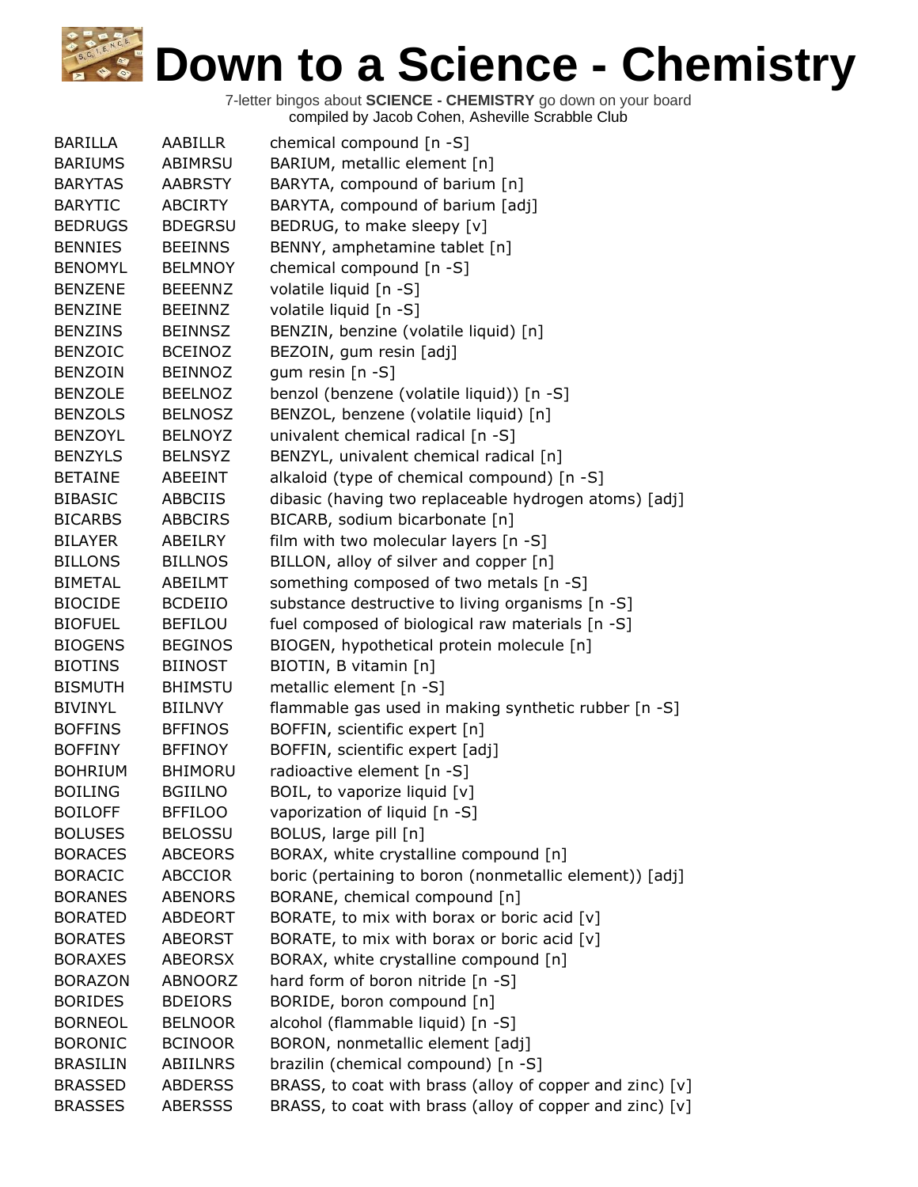# Down to a Science - Chemistry

7-letter bingos about **SCIENCE - CHEMISTRY** go down on your board
compiled by Jacob Cohen, Asheville Scrabble Club

| | | |
|---|---|---|
| BARILLA | AABILLR | chemical compound [n -S] |
| BARIUMS | ABIMRSU | BARIUM, metallic element [n] |
| BARYTAS | AABRSTY | BARYTA, compound of barium [n] |
| BARYTIC | ABCIRTY | BARYTA, compound of barium [adj] |
| BEDRUGS | BDEGRSU | BEDRUG, to make sleepy [v] |
| BENNIES | BEEINNS | BENNY, amphetamine tablet [n] |
| BENOMYL | BELMNOY | chemical compound [n -S] |
| BENZENE | BEEENNZ | volatile liquid [n -S] |
| BENZINE | BEEINNZ | volatile liquid [n -S] |
| BENZINS | BEINNSZ | BENZIN, benzine (volatile liquid) [n] |
| BENZOIC | BCEINOZ | BEZOIN, gum resin [adj] |
| BENZOIN | BEINNOZ | gum resin [n -S] |
| BENZOLE | BEELNOZ | benzol (benzene (volatile liquid)) [n -S] |
| BENZOLS | BELNOSZ | BENZOL, benzene (volatile liquid) [n] |
| BENZOYL | BELNOYZ | univalent chemical radical [n -S] |
| BENZYLS | BELNSYZ | BENZYL, univalent chemical radical [n] |
| BETAINE | ABEEINT | alkaloid (type of chemical compound) [n -S] |
| BIBASIC | ABBCIIS | dibasic (having two replaceable hydrogen atoms) [adj] |
| BICARBS | ABBCIRS | BICARB, sodium bicarbonate [n] |
| BILAYER | ABEILRY | film with two molecular layers [n -S] |
| BILLONS | BILLNOS | BILLON, alloy of silver and copper [n] |
| BIMETAL | ABEILMT | something composed of two metals [n -S] |
| BIOCIDE | BCDEIIO | substance destructive to living organisms [n -S] |
| BIOFUEL | BEFILOU | fuel composed of biological raw materials [n -S] |
| BIOGENS | BEGINOS | BIOGEN, hypothetical protein molecule [n] |
| BIOTINS | BIINOST | BIOTIN, B vitamin [n] |
| BISMUTH | BHIMSTU | metallic element [n -S] |
| BIVINYL | BIILNVY | flammable gas used in making synthetic rubber [n -S] |
| BOFFINS | BFFINOS | BOFFIN, scientific expert [n] |
| BOFFINY | BFFINOY | BOFFIN, scientific expert [adj] |
| BOHRIUM | BHIMORU | radioactive element [n -S] |
| BOILING | BGIILNO | BOIL, to vaporize liquid [v] |
| BOILOFF | BFFILOO | vaporization of liquid [n -S] |
| BOLUSES | BELOSSU | BOLUS, large pill [n] |
| BORACES | ABCEORS | BORAX, white crystalline compound [n] |
| BORACIC | ABCCIOR | boric (pertaining to boron (nonmetallic element)) [adj] |
| BORANES | ABENORS | BORANE, chemical compound [n] |
| BORATED | ABDEORT | BORATE, to mix with borax or boric acid [v] |
| BORATES | ABEORST | BORATE, to mix with borax or boric acid [v] |
| BORAXES | ABEORSX | BORAX, white crystalline compound [n] |
| BORAZON | ABNOORZ | hard form of boron nitride [n -S] |
| BORIDES | BDEIORS | BORIDE, boron compound [n] |
| BORNEOL | BELNOOR | alcohol (flammable liquid) [n -S] |
| BORONIC | BCINOOR | BORON, nonmetallic element [adj] |
| BRASILIN | ABIILNRS | brazilin (chemical compound) [n -S] |
| BRASSED | ABDERSS | BRASS, to coat with brass (alloy of copper and zinc) [v] |
| BRASSES | ABERSSS | BRASS, to coat with brass (alloy of copper and zinc) [v] |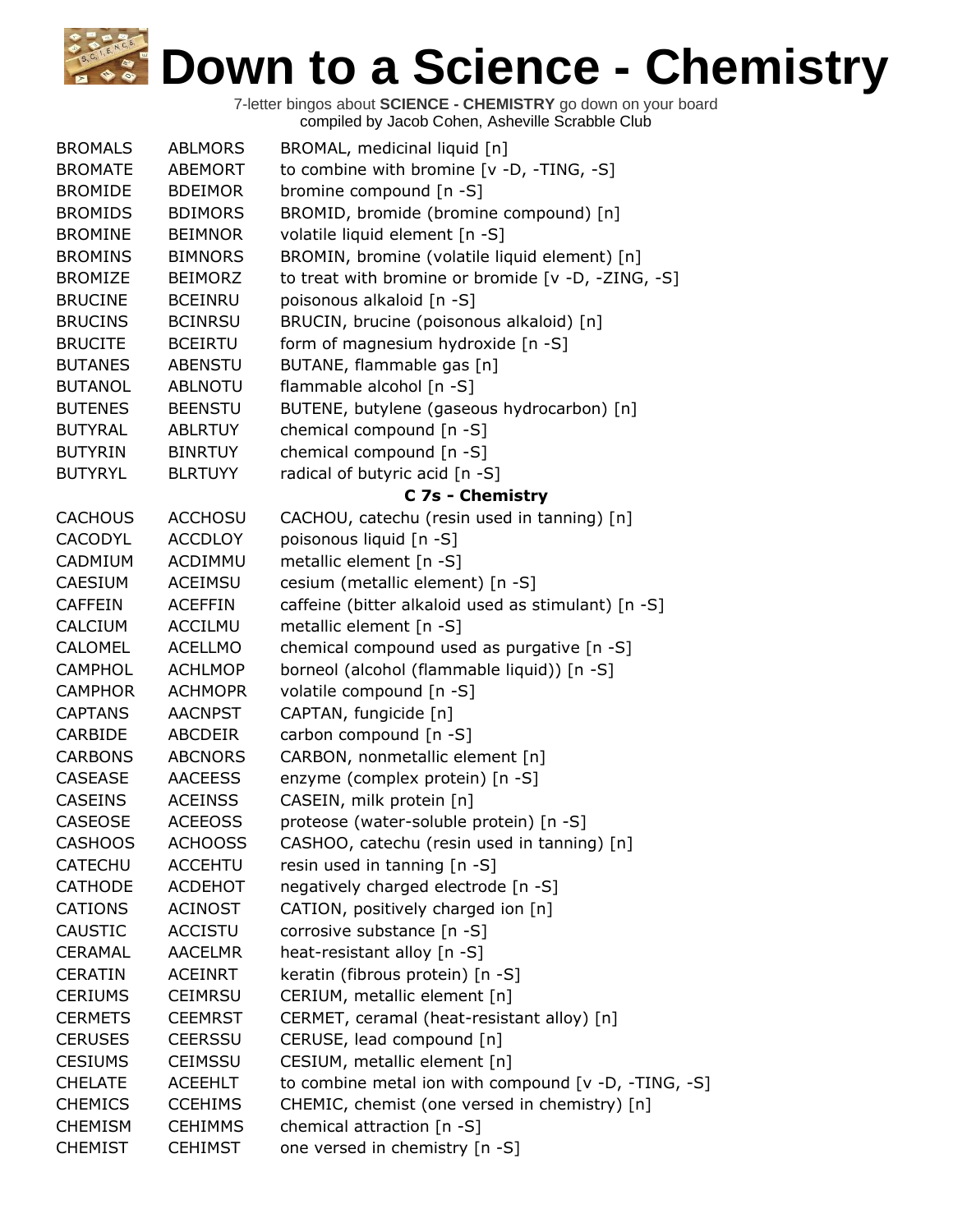# Down to a Science - Chemistry

7-letter bingos about **SCIENCE - CHEMISTRY** go down on your board
compiled by Jacob Cohen, Asheville Scrabble Club

| | | |
|---|---|---|
| BROMALS | ABLMORS | BROMAL, medicinal liquid [n] |
| BROMATE | ABEMORT | to combine with bromine [v -D, -TING, -S] |
| BROMIDE | BDEIMOR | bromine compound [n -S] |
| BROMIDS | BDIMORS | BROMID, bromide (bromine compound) [n] |
| BROMINE | BEIMNOR | volatile liquid element [n -S] |
| BROMINS | BIMNORS | BROMIN, bromine (volatile liquid element) [n] |
| BROMIZE | BEIMORZ | to treat with bromine or bromide [v -D, -ZING, -S] |
| BRUCINE | BCEINRU | poisonous alkaloid [n -S] |
| BRUCINS | BCINRSU | BRUCIN, brucine (poisonous alkaloid) [n] |
| BRUCITE | BCEIRTU | form of magnesium hydroxide [n -S] |
| BUTANES | ABENSTU | BUTANE, flammable gas [n] |
| BUTANOL | ABLNOTU | flammable alcohol [n -S] |
| BUTENES | BEENSTU | BUTENE, butylene (gaseous hydrocarbon) [n] |
| BUTYRAL | ABLRTUY | chemical compound [n -S] |
| BUTYRIN | BINRTUY | chemical compound [n -S] |
| BUTYRYL | BLRTUYY | radical of butyric acid [n -S] |
| | | **C 7s - Chemistry** |
| CACHOUS | ACCHOSU | CACHOU, catechu (resin used in tanning) [n] |
| CACODYL | ACCDLOY | poisonous liquid [n -S] |
| CADMIUM | ACDIMMU | metallic element [n -S] |
| CAESIUM | ACEIMSU | cesium (metallic element) [n -S] |
| CAFFEIN | ACEFFIN | caffeine (bitter alkaloid used as stimulant) [n -S] |
| CALCIUM | ACCILMU | metallic element [n -S] |
| CALOMEL | ACELLMO | chemical compound used as purgative [n -S] |
| CAMPHOL | ACHLMOP | borneol (alcohol (flammable liquid)) [n -S] |
| CAMPHOR | ACHMOPR | volatile compound [n -S] |
| CAPTANS | AACNPST | CAPTAN, fungicide [n] |
| CARBIDE | ABCDEIR | carbon compound [n -S] |
| CARBONS | ABCNORS | CARBON, nonmetallic element [n] |
| CASEASE | AACEESS | enzyme (complex protein) [n -S] |
| CASEINS | ACEINSS | CASEIN, milk protein [n] |
| CASEOSE | ACEEOSS | proteose (water-soluble protein) [n -S] |
| CASHOOS | ACHOOSS | CASHOO, catechu (resin used in tanning) [n] |
| CATECHU | ACCEHTU | resin used in tanning [n -S] |
| CATHODE | ACDEHOT | negatively charged electrode [n -S] |
| CATIONS | ACINOST | CATION, positively charged ion [n] |
| CAUSTIC | ACCISTU | corrosive substance [n -S] |
| CERAMAL | AACELMR | heat-resistant alloy [n -S] |
| CERATIN | ACEINRT | keratin (fibrous protein) [n -S] |
| CERIUMS | CEIMRSU | CERIUM, metallic element [n] |
| CERMETS | CEEMRST | CERMET, ceramal (heat-resistant alloy) [n] |
| CERUSES | CEERSSU | CERUSE, lead compound [n] |
| CESIUMS | CEIMSSU | CESIUM, metallic element [n] |
| CHELATE | ACEEHLT | to combine metal ion with compound [v -D, -TING, -S] |
| CHEMICS | CCEHIMS | CHEMIC, chemist (one versed in chemistry) [n] |
| CHEMISM | CEHIMMS | chemical attraction [n -S] |
| CHEMIST | CEHIMST | one versed in chemistry [n -S] |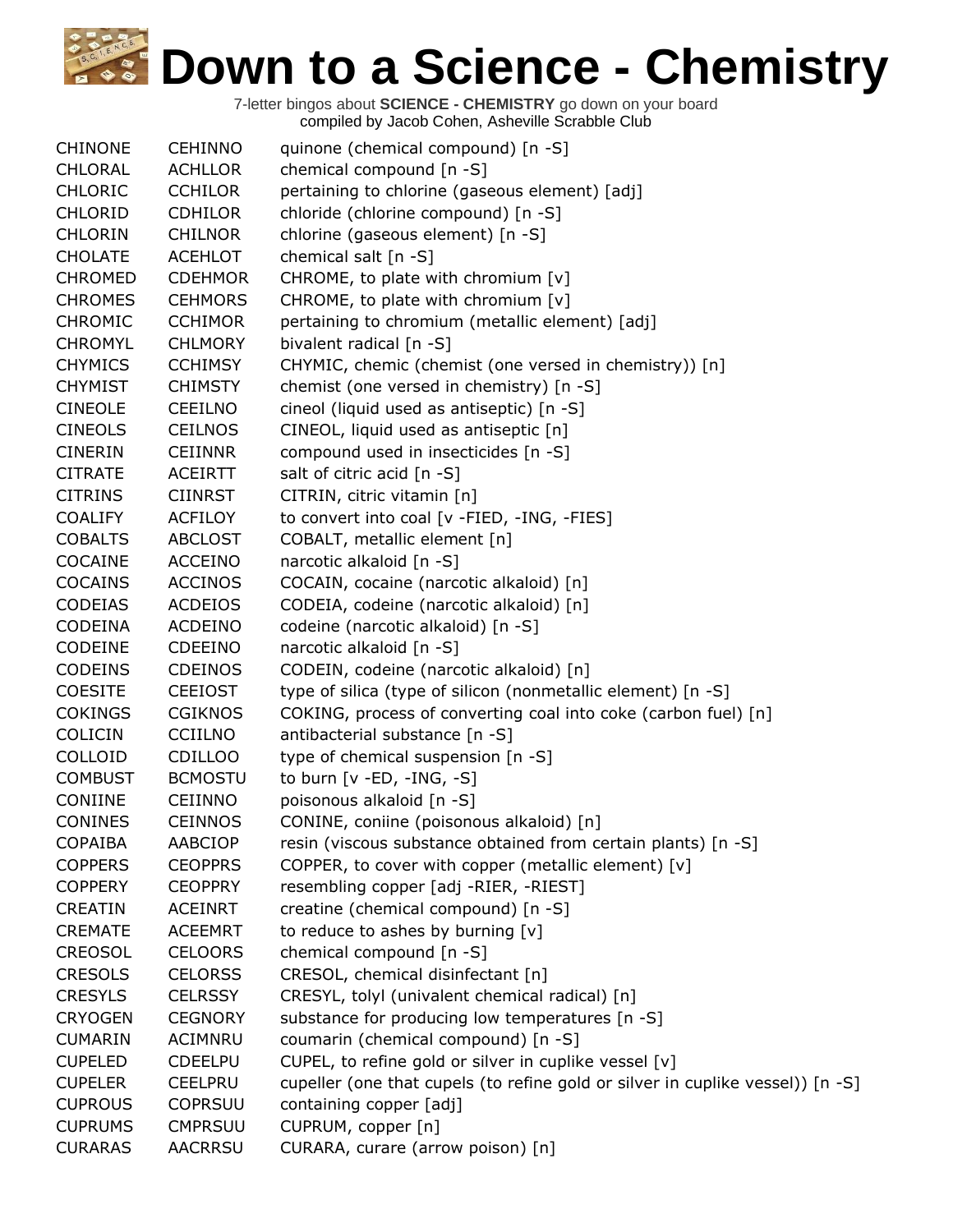# Down to a Science - Chemistry

7-letter bingos about **SCIENCE - CHEMISTRY** go down on your board
compiled by Jacob Cohen, Asheville Scrabble Club

| | | |
|---|---|---|
| CHINONE | CEHINNO | quinone (chemical compound) [n -S] |
| CHLORAL | ACHLLOR | chemical compound [n -S] |
| CHLORIC | CCHILOR | pertaining to chlorine (gaseous element) [adj] |
| CHLORID | CDHILOR | chloride (chlorine compound) [n -S] |
| CHLORIN | CHILNOR | chlorine (gaseous element) [n -S] |
| CHOLATE | ACEHLOT | chemical salt [n -S] |
| CHROMED | CDEHMOR | CHROME, to plate with chromium [v] |
| CHROMES | CEHMORS | CHROME, to plate with chromium [v] |
| CHROMIC | CCHIMOR | pertaining to chromium (metallic element) [adj] |
| CHROMYL | CHLMORY | bivalent radical [n -S] |
| CHYMICS | CCHIMSY | CHYMIC, chemic (chemist (one versed in chemistry)) [n] |
| CHYMIST | CHIMSTY | chemist (one versed in chemistry) [n -S] |
| CINEOLE | CEEILNO | cineol (liquid used as antiseptic) [n -S] |
| CINEOLS | CEILNOS | CINEOL, liquid used as antiseptic [n] |
| CINERIN | CEIINNR | compound used in insecticides [n -S] |
| CITRATE | ACEIRTT | salt of citric acid [n -S] |
| CITRINS | CIINRST | CITRIN, citric vitamin [n] |
| COALIFY | ACFILOY | to convert into coal [v -FIED, -ING, -FIES] |
| COBALTS | ABCLOST | COBALT, metallic element [n] |
| COCAINE | ACCEINO | narcotic alkaloid [n -S] |
| COCAINS | ACCINOS | COCAIN, cocaine (narcotic alkaloid) [n] |
| CODEIAS | ACDEIOS | CODEIA, codeine (narcotic alkaloid) [n] |
| CODEINA | ACDEINO | codeine (narcotic alkaloid) [n -S] |
| CODEINE | CDEEINO | narcotic alkaloid [n -S] |
| CODEINS | CDEINOS | CODEIN, codeine (narcotic alkaloid) [n] |
| COESITE | CEEIOST | type of silica (type of silicon (nonmetallic element) [n -S] |
| COKINGS | CGIKNOS | COKING, process of converting coal into coke (carbon fuel) [n] |
| COLICIN | CCIILNO | antibacterial substance [n -S] |
| COLLOID | CDILLOO | type of chemical suspension [n -S] |
| COMBUST | BCMOSTU | to burn [v -ED, -ING, -S] |
| CONIINE | CEIINNO | poisonous alkaloid [n -S] |
| CONINES | CEINNOS | CONINE, coniine (poisonous alkaloid) [n] |
| COPAIBA | AABCIOP | resin (viscous substance obtained from certain plants) [n -S] |
| COPPERS | CEOPPRS | COPPER, to cover with copper (metallic element) [v] |
| COPPERY | CEOPPRY | resembling copper [adj -RIER, -RIEST] |
| CREATIN | ACEINRT | creatine (chemical compound) [n -S] |
| CREMATE | ACEEMRT | to reduce to ashes by burning [v] |
| CREOSOL | CELOORS | chemical compound [n -S] |
| CRESOLS | CELORSS | CRESOL, chemical disinfectant [n] |
| CRESYLS | CELRSSY | CRESYL, tolyl (univalent chemical radical) [n] |
| CRYOGEN | CEGNORY | substance for producing low temperatures [n -S] |
| CUMARIN | ACIMNRU | coumarin (chemical compound) [n -S] |
| CUPELED | CDEELPU | CUPEL, to refine gold or silver in cuplike vessel [v] |
| CUPELER | CEELPRU | cupeller (one that cupels (to refine gold or silver in cuplike vessel)) [n -S] |
| CUPROUS | COPRSUU | containing copper [adj] |
| CUPRUMS | CMPRSUU | CUPRUM, copper [n] |
| CURARAS | AACRRSU | CURARA, curare (arrow poison) [n] |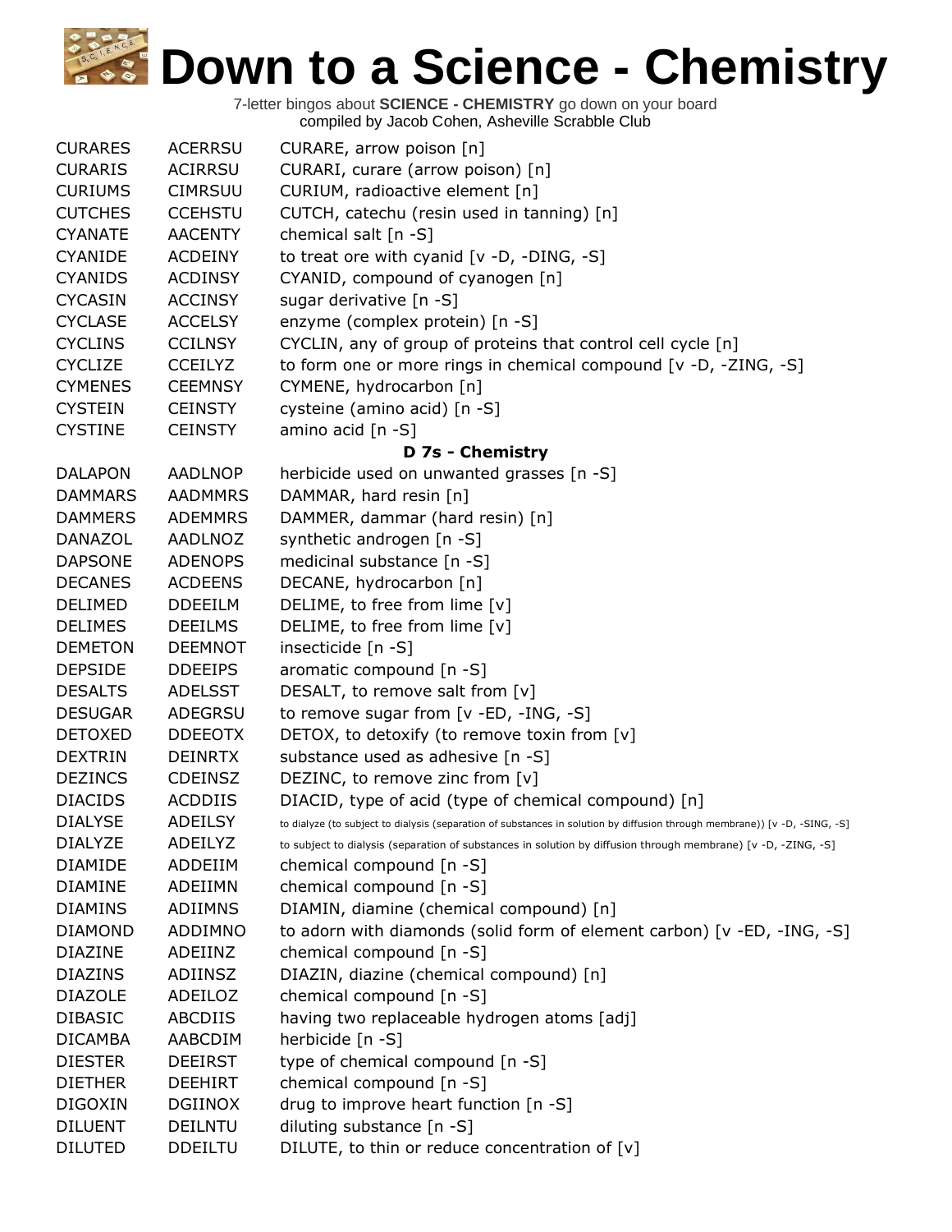# Down to a Science - Chemistry

7-letter bingos about **SCIENCE - CHEMISTRY** go down on your board
compiled by Jacob Cohen, Asheville Scrabble Club

| | | |
|---|---|---|
| CURARES | ACERRSU | CURARE, arrow poison [n] |
| CURARIS | ACIRRSU | CURARI, curare (arrow poison) [n] |
| CURIUMS | CIMRSUU | CURIUM, radioactive element [n] |
| CUTCHES | CCEHSTU | CUTCH, catechu (resin used in tanning) [n] |
| CYANATE | AACENTY | chemical salt [n -S] |
| CYANIDE | ACDEINY | to treat ore with cyanid [v -D, -DING, -S] |
| CYANIDS | ACDINSY | CYANID, compound of cyanogen [n] |
| CYCASIN | ACCINSY | sugar derivative [n -S] |
| CYCLASE | ACCELSY | enzyme (complex protein) [n -S] |
| CYCLINS | CCILNSY | CYCLIN, any of group of proteins that control cell cycle [n] |
| CYCLIZE | CCEILYZ | to form one or more rings in chemical compound [v -D, -ZING, -S] |
| CYMENES | CEEMNSY | CYMENE, hydrocarbon [n] |
| CYSTEIN | CEINSTY | cysteine (amino acid) [n -S] |
| CYSTINE | CEINSTY | amino acid [n -S] |

**D 7s - Chemistry**

| | | |
|---|---|---|
| DALAPON | AADLNOP | herbicide used on unwanted grasses [n -S] |
| DAMMARS | AADMMRS | DAMMAR, hard resin [n] |
| DAMMERS | ADEMMRS | DAMMER, dammar (hard resin) [n] |
| DANAZOL | AADLNOZ | synthetic androgen [n -S] |
| DAPSONE | ADENOPS | medicinal substance [n -S] |
| DECANES | ACDEENS | DECANE, hydrocarbon [n] |
| DELIMED | DDEEILM | DELIME, to free from lime [v] |
| DELIMES | DEEILMS | DELIME, to free from lime [v] |
| DEMETON | DEEMNOT | insecticide [n -S] |
| DEPSIDE | DDEEIPS | aromatic compound [n -S] |
| DESALTS | ADELSST | DESALT, to remove salt from [v] |
| DESUGAR | ADEGRSU | to remove sugar from [v -ED, -ING, -S] |
| DETOXED | DDEEOTX | DETOX, to detoxify (to remove toxin from [v] |
| DEXTRIN | DEINRTX | substance used as adhesive [n -S] |
| DEZINCS | CDEINSZ | DEZINC, to remove zinc from [v] |
| DIACIDS | ACDDIIS | DIACID, type of acid (type of chemical compound) [n] |
| DIALYSE | ADEILSY | to dialyze (to subject to dialysis (separation of substances in solution by diffusion through membrane)) [v -D, -SING, -S] |
| DIALYZE | ADEILYZ | to subject to dialysis (separation of substances in solution by diffusion through membrane) [v -D, -ZING, -S] |
| DIAMIDE | ADDEIIM | chemical compound [n -S] |
| DIAMINE | ADEIIMN | chemical compound [n -S] |
| DIAMINS | ADIIMNS | DIAMIN, diamine (chemical compound) [n] |
| DIAMOND | ADDIMNO | to adorn with diamonds (solid form of element carbon) [v -ED, -ING, -S] |
| DIAZINE | ADEIINZ | chemical compound [n -S] |
| DIAZINS | ADIINSZ | DIAZIN, diazine (chemical compound) [n] |
| DIAZOLE | ADEILOZ | chemical compound [n -S] |
| DIBASIC | ABCDIIS | having two replaceable hydrogen atoms [adj] |
| DICAMBA | AABCDIM | herbicide [n -S] |
| DIESTER | DEEIRST | type of chemical compound [n -S] |
| DIETHER | DEEHIRT | chemical compound [n -S] |
| DIGOXIN | DGIINOX | drug to improve heart function [n -S] |
| DILUENT | DEILNTU | diluting substance [n -S] |
| DILUTED | DDEILTU | DILUTE, to thin or reduce concentration of [v] |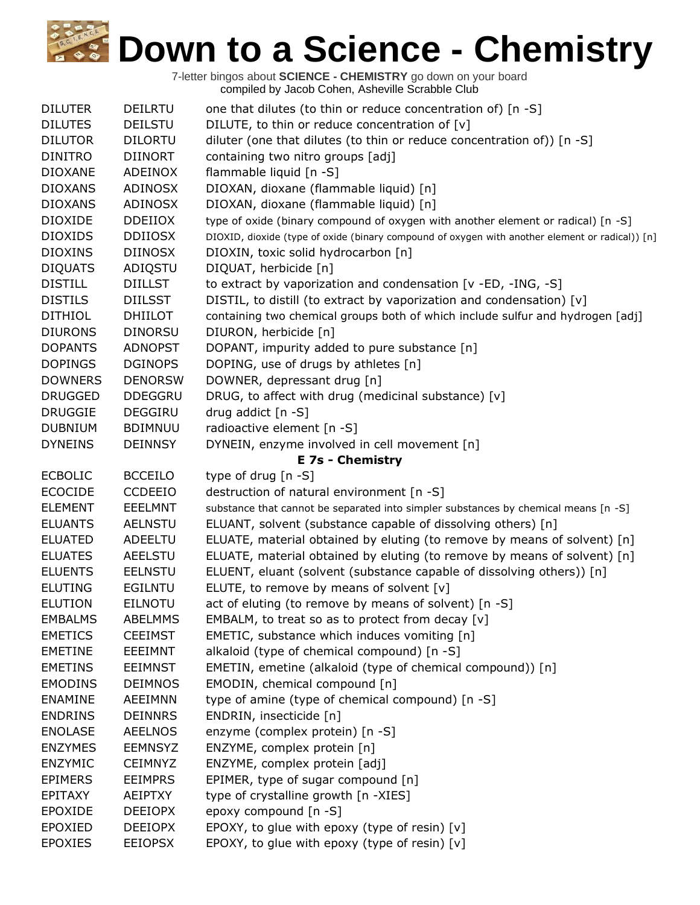# Down to a Science - Chemistry

7-letter bingos about **SCIENCE - CHEMISTRY** go down on your board
compiled by Jacob Cohen, Asheville Scrabble Club

| | | |
|---|---|---|
| DILUTER | DEILRTU | one that dilutes (to thin or reduce concentration of) [n -S] |
| DILUTES | DEILSTU | DILUTE, to thin or reduce concentration of [v] |
| DILUTOR | DILORTU | diluter (one that dilutes (to thin or reduce concentration of)) [n -S] |
| DINITRO | DIINORT | containing two nitro groups [adj] |
| DIOXANE | ADEINOX | flammable liquid [n -S] |
| DIOXANS | ADINOSX | DIOXAN, dioxane (flammable liquid) [n] |
| DIOXANS | ADINOSX | DIOXAN, dioxane (flammable liquid) [n] |
| DIOXIDE | DDEIIOX | type of oxide (binary compound of oxygen with another element or radical) [n -S] |
| DIOXIDS | DDIIOSX | DIOXID, dioxide (type of oxide (binary compound of oxygen with another element or radical)) [n] |
| DIOXINS | DIINOSX | DIOXIN, toxic solid hydrocarbon [n] |
| DIQUATS | ADIQSTU | DIQUAT, herbicide [n] |
| DISTILL | DIILLST | to extract by vaporization and condensation [v -ED, -ING, -S] |
| DISTILS | DIILSST | DISTIL, to distill (to extract by vaporization and condensation) [v] |
| DITHIOL | DHIILOT | containing two chemical groups both of which include sulfur and hydrogen [adj] |
| DIURONS | DINORSU | DIURON, herbicide [n] |
| DOPANTS | ADNOPST | DOPANT, impurity added to pure substance [n] |
| DOPINGS | DGINOPS | DOPING, use of drugs by athletes [n] |
| DOWNERS | DENORSW | DOWNER, depressant drug [n] |
| DRUGGED | DDEGGRU | DRUG, to affect with drug (medicinal substance) [v] |
| DRUGGIE | DEGGIRU | drug addict [n -S] |
| DUBNIUM | BDIMNUU | radioactive element [n -S] |
| DYNEINS | DEINNSY | DYNEIN, enzyme involved in cell movement [n] |
| | | **E 7s - Chemistry** |
| ECBOLIC | BCCEILO | type of drug [n -S] |
| ECOCIDE | CCDEEIO | destruction of natural environment [n -S] |
| ELEMENT | EEELMNT | substance that cannot be separated into simpler substances by chemical means [n -S] |
| ELUANTS | AELNSTU | ELUANT, solvent (substance capable of dissolving others) [n] |
| ELUATED | ADEELTU | ELUATE, material obtained by eluting (to remove by means of solvent) [n] |
| ELUATES | AEELSTU | ELUATE, material obtained by eluting (to remove by means of solvent) [n] |
| ELUENTS | EELNSTU | ELUENT, eluant (solvent (substance capable of dissolving others)) [n] |
| ELUTING | EGILNTU | ELUTE, to remove by means of solvent [v] |
| ELUTION | EILNOTU | act of eluting (to remove by means of solvent) [n -S] |
| EMBALMS | ABELMMS | EMBALM, to treat so as to protect from decay [v] |
| EMETICS | CEEIMST | EMETIC, substance which induces vomiting [n] |
| EMETINE | EEEIMNT | alkaloid (type of chemical compound) [n -S] |
| EMETINS | EEIMNST | EMETIN, emetine (alkaloid (type of chemical compound)) [n] |
| EMODINS | DEIMNOS | EMODIN, chemical compound [n] |
| ENAMINE | AEEIMNN | type of amine (type of chemical compound) [n -S] |
| ENDRINS | DEINNRS | ENDRIN, insecticide [n] |
| ENOLASE | AEELNOS | enzyme (complex protein) [n -S] |
| ENZYMES | EEMNSYZ | ENZYME, complex protein [n] |
| ENZYMIC | CEIMNYZ | ENZYME, complex protein [adj] |
| EPIMERS | EEIMPRS | EPIMER, type of sugar compound [n] |
| EPITAXY | AEIPTXY | type of crystalline growth [n -XIES] |
| EPOXIDE | DEEIOPX | epoxy compound [n -S] |
| EPOXIED | DEEIOPX | EPOXY, to glue with epoxy (type of resin) [v] |
| EPOXIES | EEIOPSX | EPOXY, to glue with epoxy (type of resin) [v] |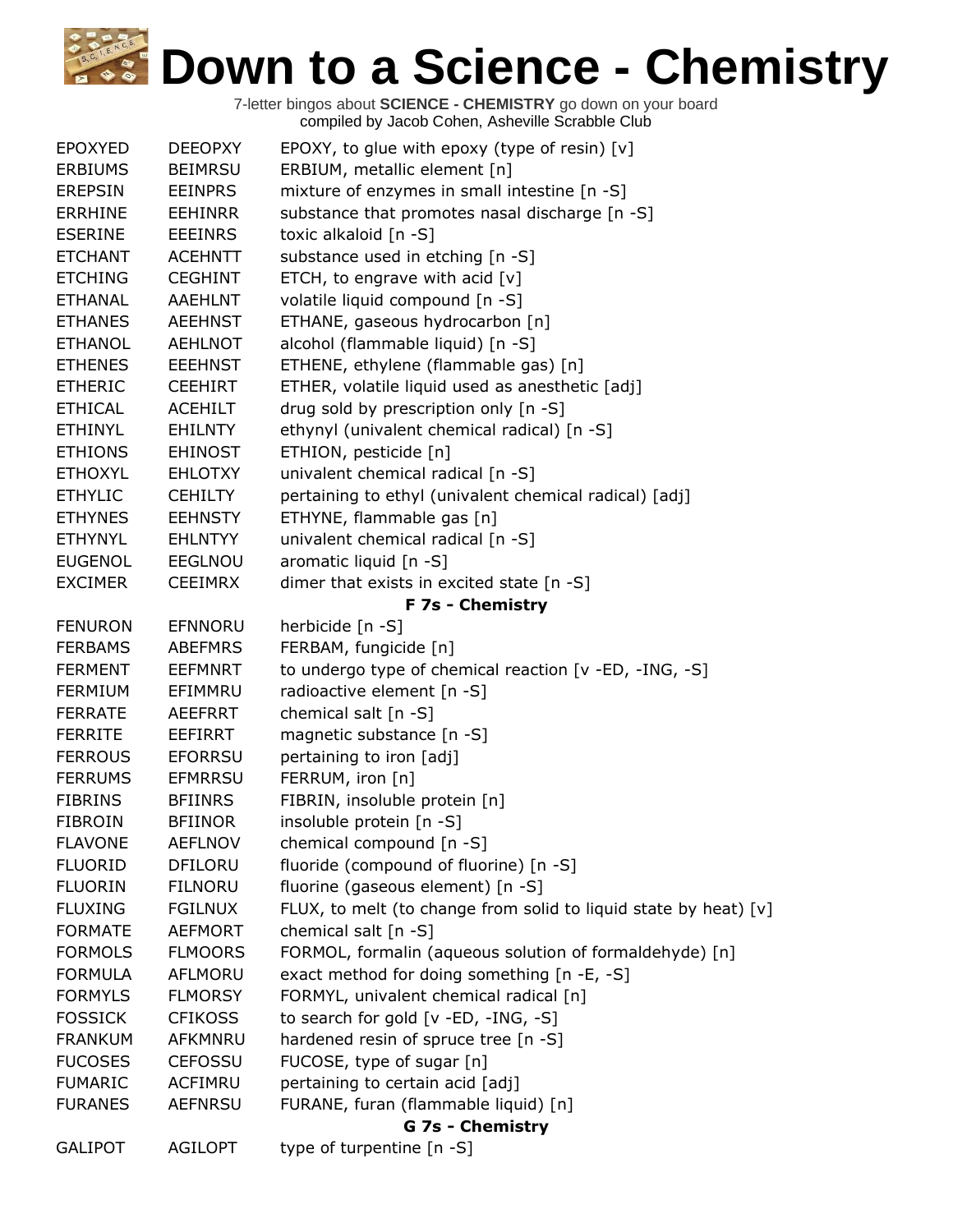# Down to a Science - Chemistry

7-letter bingos about **SCIENCE - CHEMISTRY** go down on your board
compiled by Jacob Cohen, Asheville Scrabble Club

| | | |
|---|---|---|
| EPOXYED | DEEOPXY | EPOXY, to glue with epoxy (type of resin) [v] |
| ERBIUMS | BEIMRSU | ERBIUM, metallic element [n] |
| EREPSIN | EEINPRS | mixture of enzymes in small intestine [n -S] |
| ERRHINE | EEHINRR | substance that promotes nasal discharge [n -S] |
| ESERINE | EEEINRS | toxic alkaloid [n -S] |
| ETCHANT | ACEHNTT | substance used in etching [n -S] |
| ETCHING | CEGHINT | ETCH, to engrave with acid [v] |
| ETHANAL | AAEHLNT | volatile liquid compound [n -S] |
| ETHANES | AEEHNST | ETHANE, gaseous hydrocarbon [n] |
| ETHANOL | AEHLNOT | alcohol (flammable liquid) [n -S] |
| ETHENES | EEEHNST | ETHENE, ethylene (flammable gas) [n] |
| ETHERIC | CEEHIRT | ETHER, volatile liquid used as anesthetic [adj] |
| ETHICAL | ACEHILT | drug sold by prescription only [n -S] |
| ETHINYL | EHILNTY | ethynyl (univalent chemical radical) [n -S] |
| ETHIONS | EHINOST | ETHION, pesticide [n] |
| ETHOXYL | EHLOTXY | univalent chemical radical [n -S] |
| ETHYLIC | CEHILTY | pertaining to ethyl (univalent chemical radical) [adj] |
| ETHYNES | EEHNSTY | ETHYNE, flammable gas [n] |
| ETHYNYL | EHLNTYY | univalent chemical radical [n -S] |
| EUGENOL | EEGLNOU | aromatic liquid [n -S] |
| EXCIMER | CEEIMRX | dimer that exists in excited state [n -S] |

**F 7s - Chemistry**

| | | |
|---|---|---|
| FENURON | EFNNORU | herbicide [n -S] |
| FERBAMS | ABEFMRS | FERBAM, fungicide [n] |
| FERMENT | EEFMNRT | to undergo type of chemical reaction [v -ED, -ING, -S] |
| FERMIUM | EFIMMRU | radioactive element [n -S] |
| FERRATE | AEEFRRT | chemical salt [n -S] |
| FERRITE | EEFIRRT | magnetic substance [n -S] |
| FERROUS | EFORRSU | pertaining to iron [adj] |
| FERRUMS | EFMRRSU | FERRUM, iron [n] |
| FIBRINS | BFIINRS | FIBRIN, insoluble protein [n] |
| FIBROIN | BFIINOR | insoluble protein [n -S] |
| FLAVONE | AEFLNOV | chemical compound [n -S] |
| FLUORID | DFILORU | fluoride (compound of fluorine) [n -S] |
| FLUORIN | FILNORU | fluorine (gaseous element) [n -S] |
| FLUXING | FGILNUX | FLUX, to melt (to change from solid to liquid state by heat) [v] |
| FORMATE | AEFMORT | chemical salt [n -S] |
| FORMOLS | FLMOORS | FORMOL, formalin (aqueous solution of formaldehyde) [n] |
| FORMULA | AFLMORU | exact method for doing something [n -E, -S] |
| FORMYLS | FLMORSY | FORMYL, univalent chemical radical [n] |
| FOSSICK | CFIKOSS | to search for gold [v -ED, -ING, -S] |
| FRANKUM | AFKMNRU | hardened resin of spruce tree [n -S] |
| FUCOSES | CEFOSSU | FUCOSE, type of sugar [n] |
| FUMARIC | ACFIMRU | pertaining to certain acid [adj] |
| FURANES | AEFNRSU | FURANE, furan (flammable liquid) [n] |

**G 7s - Chemistry**

| | | |
|---|---|---|
| GALIPOT | AGILOPT | type of turpentine [n -S] |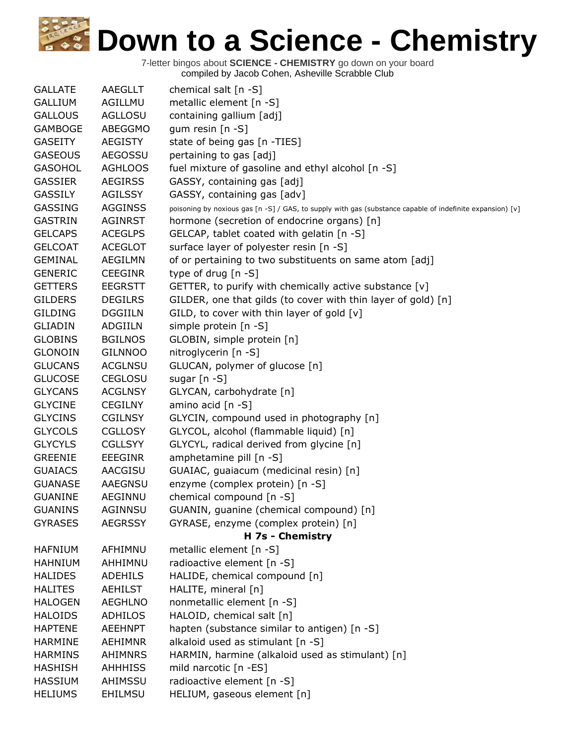# Down to a Science - Chemistry

7-letter bingos about **SCIENCE - CHEMISTRY** go down on your board
compiled by Jacob Cohen, Asheville Scrabble Club

| | | |
|---|---|---|
| GALLATE | AAEGLLT | chemical salt [n -S] |
| GALLIUM | AGILLMU | metallic element [n -S] |
| GALLOUS | AGLLOSU | containing gallium [adj] |
| GAMBOGE | ABEGGMO | gum resin [n -S] |
| GASEITY | AEGISTY | state of being gas [n -TIES] |
| GASEOUS | AEGOSSU | pertaining to gas [adj] |
| GASOHOL | AGHLOOS | fuel mixture of gasoline and ethyl alcohol [n -S] |
| GASSIER | AEGIRSS | GASSY, containing gas [adj] |
| GASSILY | AGILSSY | GASSY, containing gas [adv] |
| GASSING | AGGINSS | poisoning by noxious gas [n -S] / GAS, to supply with gas (substance capable of indefinite expansion) [v] |
| GASTRIN | AGINRST | hormone (secretion of endocrine organs) [n] |
| GELCAPS | ACEGLPS | GELCAP, tablet coated with gelatin [n -S] |
| GELCOAT | ACEGLOT | surface layer of polyester resin [n -S] |
| GEMINAL | AEGILMN | of or pertaining to two substituents on same atom [adj] |
| GENERIC | CEEGINR | type of drug [n -S] |
| GETTERS | EEGRSTT | GETTER, to purify with chemically active substance [v] |
| GILDERS | DEGILRS | GILDER, one that gilds (to cover with thin layer of gold) [n] |
| GILDING | DGGIILN | GILD, to cover with thin layer of gold [v] |
| GLIADIN | ADGIILN | simple protein [n -S] |
| GLOBINS | BGILNOS | GLOBIN, simple protein [n] |
| GLONOIN | GILNNOO | nitroglycerin [n -S] |
| GLUCANS | ACGLNSU | GLUCAN, polymer of glucose [n] |
| GLUCOSE | CEGLOSU | sugar [n -S] |
| GLYCANS | ACGLNSY | GLYCAN, carbohydrate [n] |
| GLYCINE | CEGILNY | amino acid [n -S] |
| GLYCINS | CGILNSY | GLYCIN, compound used in photography [n] |
| GLYCOLS | CGLLOSY | GLYCOL, alcohol (flammable liquid) [n] |
| GLYCYLS | CGLLSYY | GLYCYL, radical derived from glycine [n] |
| GREENIE | EEEGINR | amphetamine pill [n -S] |
| GUAIACS | AACGISU | GUAIAC, guaiacum (medicinal resin) [n] |
| GUANASE | AAEGNSU | enzyme (complex protein) [n -S] |
| GUANINE | AEGINNU | chemical compound [n -S] |
| GUANINS | AGINNSU | GUANIN, guanine (chemical compound) [n] |
| GYRASES | AEGRSSY | GYRASE, enzyme (complex protein) [n] |

**H 7s - Chemistry**

| | | |
|---|---|---|
| HAFNIUM | AFHIMNU | metallic element [n -S] |
| HAHNIUM | AHHIMNU | radioactive element [n -S] |
| HALIDES | ADEHILS | HALIDE, chemical compound [n] |
| HALITES | AEHILST | HALITE, mineral [n] |
| HALOGEN | AEGHLNO | nonmetallic element [n -S] |
| HALOIDS | ADHILOS | HALOID, chemical salt [n] |
| HAPTENE | AEEHNPT | hapten (substance similar to antigen) [n -S] |
| HARMINE | AEHIMNR | alkaloid used as stimulant [n -S] |
| HARMINS | AHIMNRS | HARMIN, harmine (alkaloid used as stimulant) [n] |
| HASHISH | AHHHISS | mild narcotic [n -ES] |
| HASSIUM | AHIMSSU | radioactive element [n -S] |
| HELIUMS | EHILMSU | HELIUM, gaseous element [n] |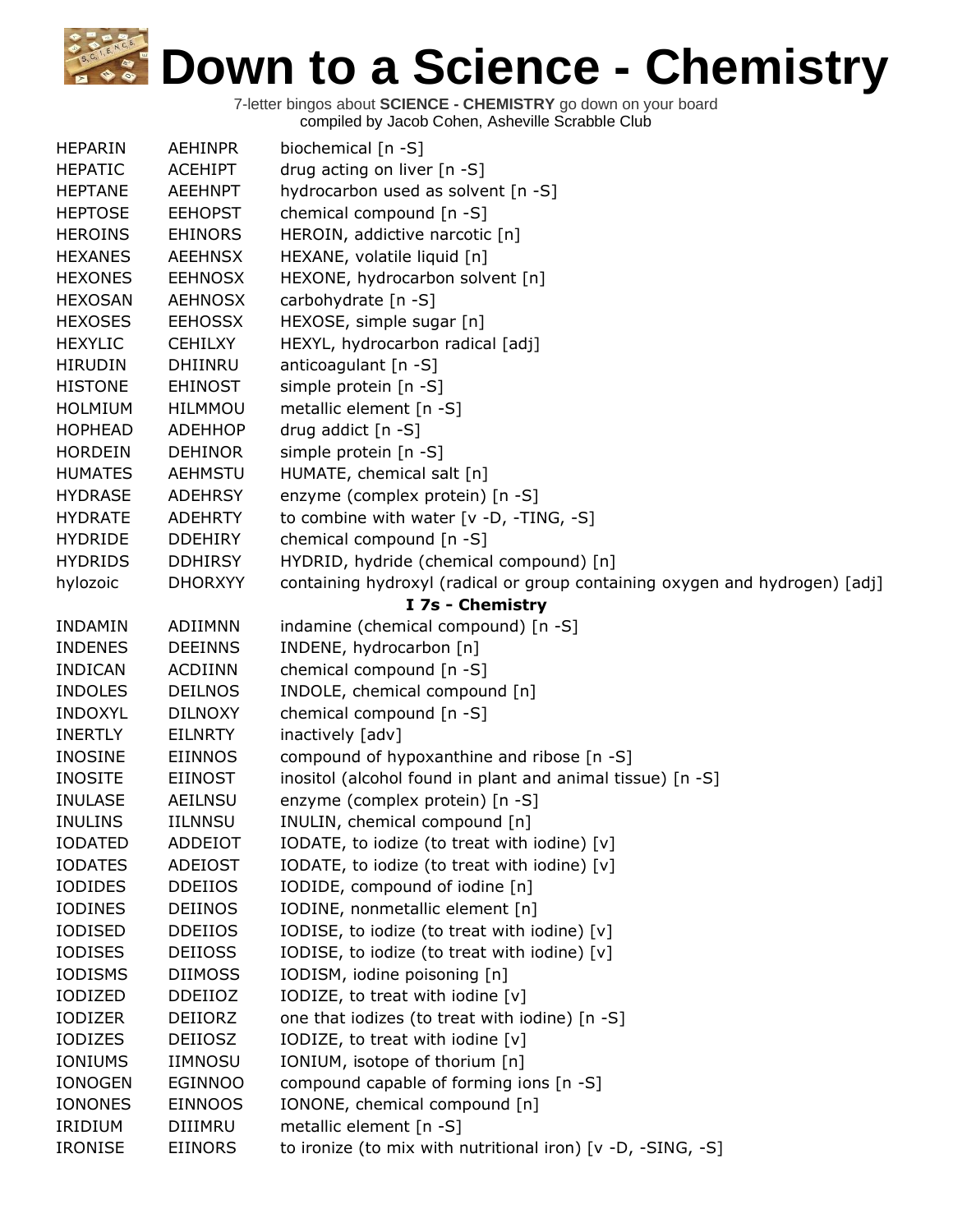# Down to a Science - Chemistry

7-letter bingos about **SCIENCE - CHEMISTRY** go down on your board
compiled by Jacob Cohen, Asheville Scrabble Club

| | | |
|---|---|---|
| HEPARIN | AEHINPR | biochemical [n -S] |
| HEPATIC | ACEHIPT | drug acting on liver [n -S] |
| HEPTANE | AEEHNPT | hydrocarbon used as solvent [n -S] |
| HEPTOSE | EEHOPST | chemical compound [n -S] |
| HEROINS | EHINORS | HEROIN, addictive narcotic [n] |
| HEXANES | AEEHNSX | HEXANE, volatile liquid [n] |
| HEXONES | EEHNOSX | HEXONE, hydrocarbon solvent [n] |
| HEXOSAN | AEHNOSX | carbohydrate [n -S] |
| HEXOSES | EEHOSSX | HEXOSE, simple sugar [n] |
| HEXYLIC | CEHILXY | HEXYL, hydrocarbon radical [adj] |
| HIRUDIN | DHIINRU | anticoagulant [n -S] |
| HISTONE | EHINOST | simple protein [n -S] |
| HOLMIUM | HILMMOU | metallic element [n -S] |
| HOPHEAD | ADEHHOP | drug addict [n -S] |
| HORDEIN | DEHINOR | simple protein [n -S] |
| HUMATES | AEHMSTU | HUMATE, chemical salt [n] |
| HYDRASE | ADEHRSY | enzyme (complex protein) [n -S] |
| HYDRATE | ADEHRTY | to combine with water [v -D, -TING, -S] |
| HYDRIDE | DDEHIRY | chemical compound [n -S] |
| HYDRIDS | DDHIRSY | HYDRID, hydride (chemical compound) [n] |
| hylozoic | DHORXYY | containing hydroxyl (radical or group containing oxygen and hydrogen) [adj] |

**I 7s - Chemistry**

| | | |
|---|---|---|
| INDAMIN | ADIIMNN | indamine (chemical compound) [n -S] |
| INDENES | DEEINNS | INDENE, hydrocarbon [n] |
| INDICAN | ACDIINN | chemical compound [n -S] |
| INDOLES | DEILNOS | INDOLE, chemical compound [n] |
| INDOXYL | DILNOXY | chemical compound [n -S] |
| INERTLY | EILNRTY | inactively [adv] |
| INOSINE | EIINNOS | compound of hypoxanthine and ribose [n -S] |
| INOSITE | EIINOST | inositol (alcohol found in plant and animal tissue) [n -S] |
| INULASE | AEILNSU | enzyme (complex protein) [n -S] |
| INULINS | IILNNSU | INULIN, chemical compound [n] |
| IODATED | ADDEIOT | IODATE, to iodize (to treat with iodine) [v] |
| IODATES | ADEIOST | IODATE, to iodize (to treat with iodine) [v] |
| IODIDES | DDEIIOS | IODIDE, compound of iodine [n] |
| IODINES | DEIINOS | IODINE, nonmetallic element [n] |
| IODISED | DDEIIOS | IODISE, to iodize (to treat with iodine) [v] |
| IODISES | DEIIOSS | IODISE, to iodize (to treat with iodine) [v] |
| IODISMS | DIIMOSS | IODISM, iodine poisoning [n] |
| IODIZED | DDEIIOZ | IODIZE, to treat with iodine [v] |
| IODIZER | DEIIORZ | one that iodizes (to treat with iodine) [n -S] |
| IODIZES | DEIIOSZ | IODIZE, to treat with iodine [v] |
| IONIUMS | IIMNOSU | IONIUM, isotope of thorium [n] |
| IONOGEN | EGINNOO | compound capable of forming ions [n -S] |
| IONONES | EINNOOS | IONONE, chemical compound [n] |
| IRIDIUM | DIIIMRU | metallic element [n -S] |
| IRONISE | EIINORS | to ironize (to mix with nutritional iron) [v -D, -SING, -S] |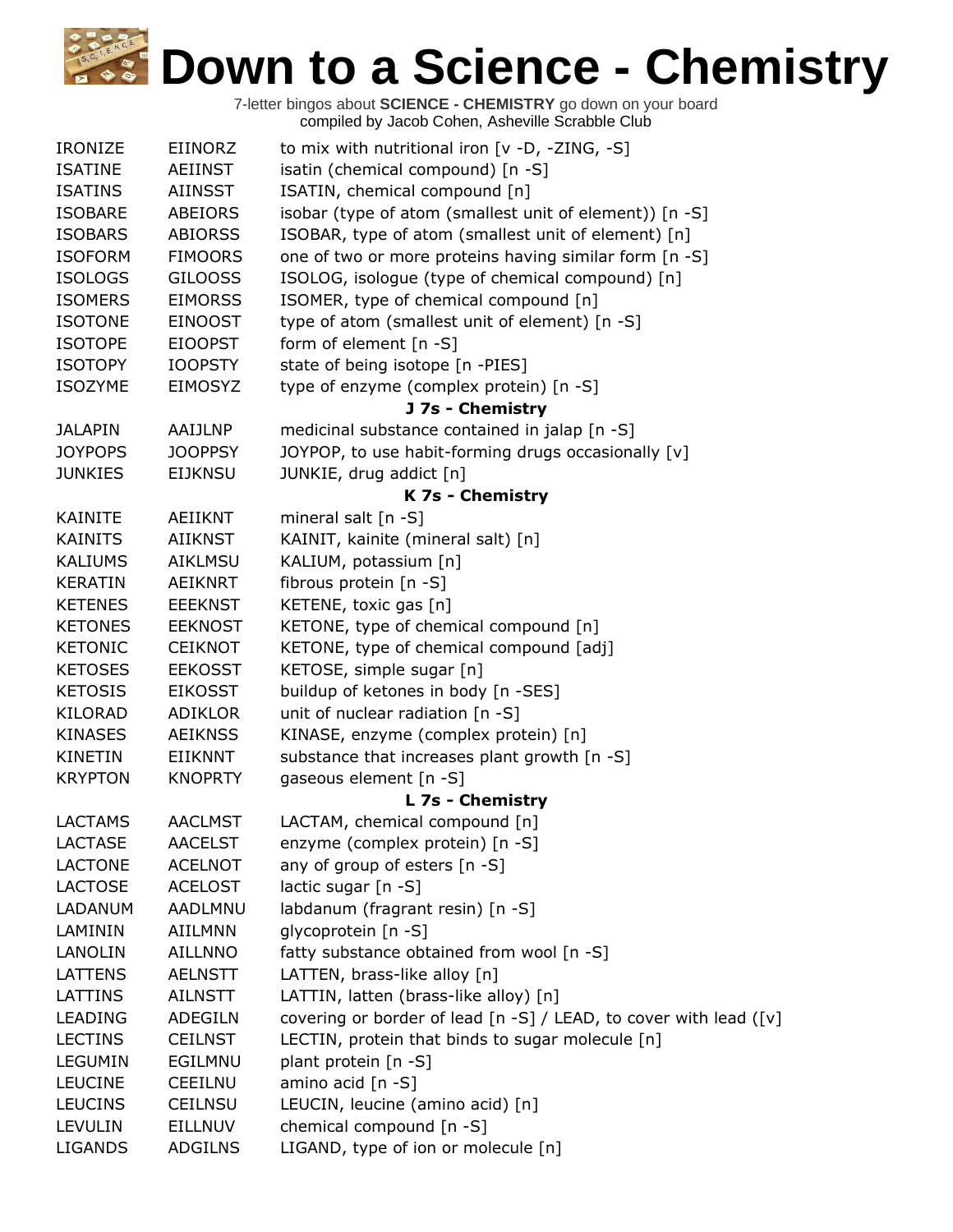# Down to a Science - Chemistry

7-letter bingos about **SCIENCE - CHEMISTRY** go down on your board
compiled by Jacob Cohen, Asheville Scrabble Club

| | | |
|---|---|---|
| IRONIZE | EIINORZ | to mix with nutritional iron [v -D, -ZING, -S] |
| ISATINE | AEIINST | isatin (chemical compound) [n -S] |
| ISATINS | AIINSST | ISATIN, chemical compound [n] |
| ISOBARE | ABEIORS | isobar (type of atom (smallest unit of element)) [n -S] |
| ISOBARS | ABIORSS | ISOBAR, type of atom (smallest unit of element) [n] |
| ISOFORM | FIMOORS | one of two or more proteins having similar form [n -S] |
| ISOLOGS | GILOOSS | ISOLOG, isologue (type of chemical compound) [n] |
| ISOMERS | EIMORSS | ISOMER, type of chemical compound [n] |
| ISOTONE | EINOOST | type of atom (smallest unit of element) [n -S] |
| ISOTOPE | EIOOPST | form of element [n -S] |
| ISOTOPY | IOOPSTY | state of being isotope [n -PIES] |
| ISOZYME | EIMOSYZ | type of enzyme (complex protein) [n -S] |
| | | **J 7s - Chemistry** |
| JALAPIN | AAIJLNP | medicinal substance contained in jalap [n -S] |
| JOYPOPS | JOOPPSY | JOYPOP, to use habit-forming drugs occasionally [v] |
| JUNKIES | EIJKNSU | JUNKIE, drug addict [n] |
| | | **K 7s - Chemistry** |
| KAINITE | AEIIKNT | mineral salt [n -S] |
| KAINITS | AIIKNST | KAINIT, kainite (mineral salt) [n] |
| KALIUMS | AIKLMSU | KALIUM, potassium [n] |
| KERATIN | AEIKNRT | fibrous protein [n -S] |
| KETENES | EEEKNST | KETENE, toxic gas [n] |
| KETONES | EEKNOST | KETONE, type of chemical compound [n] |
| KETONIC | CEIKNOT | KETONE, type of chemical compound [adj] |
| KETOSES | EEKOSST | KETOSE, simple sugar [n] |
| KETOSIS | EIKOSST | buildup of ketones in body [n -SES] |
| KILORAD | ADIKLOR | unit of nuclear radiation [n -S] |
| KINASES | AEIKNSS | KINASE, enzyme (complex protein) [n] |
| KINETIN | EIIKNNT | substance that increases plant growth [n -S] |
| KRYPTON | KNOPRTY | gaseous element [n -S] |
| | | **L 7s - Chemistry** |
| LACTAMS | AACLMST | LACTAM, chemical compound [n] |
| LACTASE | AACELST | enzyme (complex protein) [n -S] |
| LACTONE | ACELNOT | any of group of esters [n -S] |
| LACTOSE | ACELOST | lactic sugar [n -S] |
| LADANUM | AADLMNU | labdanum (fragrant resin) [n -S] |
| LAMININ | AIILMNN | glycoprotein [n -S] |
| LANOLIN | AILLNNO | fatty substance obtained from wool [n -S] |
| LATTENS | AELNSTT | LATTEN, brass-like alloy [n] |
| LATTINS | AILNSTT | LATTIN, latten (brass-like alloy) [n] |
| LEADING | ADEGILN | covering or border of lead [n -S] / LEAD, to cover with lead ([v] |
| LECTINS | CEILNST | LECTIN, protein that binds to sugar molecule [n] |
| LEGUMIN | EGILMNU | plant protein [n -S] |
| LEUCINE | CEEILNU | amino acid [n -S] |
| LEUCINS | CEILNSU | LEUCIN, leucine (amino acid) [n] |
| LEVULIN | EILLNUV | chemical compound [n -S] |
| LIGANDS | ADGILNS | LIGAND, type of ion or molecule [n] |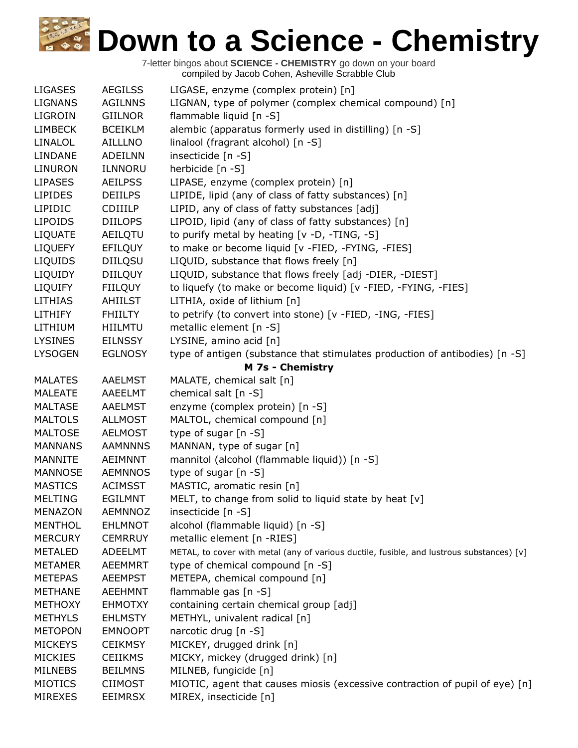# Down to a Science - Chemistry

7-letter bingos about **SCIENCE - CHEMISTRY** go down on your board
compiled by Jacob Cohen, Asheville Scrabble Club

| | | |
|---|---|---|
| LIGASES | AEGILSS | LIGASE, enzyme (complex protein) [n] |
| LIGNANS | AGILNNS | LIGNAN, type of polymer (complex chemical compound) [n] |
| LIGROIN | GIILNOR | flammable liquid [n -S] |
| LIMBECK | BCEIKLM | alembic (apparatus formerly used in distilling) [n -S] |
| LINALOL | AILLLNO | linalool (fragrant alcohol) [n -S] |
| LINDANE | ADEILNN | insecticide [n -S] |
| LINURON | ILNNORU | herbicide [n -S] |
| LIPASES | AEILPSS | LIPASE, enzyme (complex protein) [n] |
| LIPIDES | DEIILPS | LIPIDE, lipid (any of class of fatty substances) [n] |
| LIPIDIC | CDIIILP | LIPID, any of class of fatty substances [adj] |
| LIPOIDS | DIILOPS | LIPOID, lipid (any of class of fatty substances) [n] |
| LIQUATE | AEILQTU | to purify metal by heating [v -D, -TING, -S] |
| LIQUEFY | EFILQUY | to make or become liquid [v -FIED, -FYING, -FIES] |
| LIQUIDS | DIILQSU | LIQUID, substance that flows freely [n] |
| LIQUIDY | DIILQUY | LIQUID, substance that flows freely [adj -DIER, -DIEST] |
| LIQUIFY | FIILQUY | to liquefy (to make or become liquid) [v -FIED, -FYING, -FIES] |
| LITHIAS | AHIILST | LITHIA, oxide of lithium [n] |
| LITHIFY | FHIILTY | to petrify (to convert into stone) [v -FIED, -ING, -FIES] |
| LITHIUM | HIILMTU | metallic element [n -S] |
| LYSINES | EILNSSY | LYSINE, amino acid [n] |
| LYSOGEN | EGLNOSY | type of antigen (substance that stimulates production of antibodies) [n -S] |
| | | **M 7s - Chemistry** |
| MALATES | AAELMST | MALATE, chemical salt [n] |
| MALEATE | AAEELMT | chemical salt [n -S] |
| MALTASE | AAELMST | enzyme (complex protein) [n -S] |
| MALTOLS | ALLMOST | MALTOL, chemical compound [n] |
| MALTOSE | AELMOST | type of sugar [n -S] |
| MANNANS | AAMNNNS | MANNAN, type of sugar [n] |
| MANNITE | AEIMNNT | mannitol (alcohol (flammable liquid)) [n -S] |
| MANNOSE | AEMNNOS | type of sugar [n -S] |
| MASTICS | ACIMSST | MASTIC, aromatic resin [n] |
| MELTING | EGILMNT | MELT, to change from solid to liquid state by heat [v] |
| MENAZON | AEMNNOZ | insecticide [n -S] |
| MENTHOL | EHLMNOT | alcohol (flammable liquid) [n -S] |
| MERCURY | CEMRRUY | metallic element [n -RIES] |
| METALED | ADEELMT | METAL, to cover with metal (any of various ductile, fusible, and lustrous substances) [v] |
| METAMER | AEEMMRT | type of chemical compound [n -S] |
| METEPAS | AEEMPST | METEPA, chemical compound [n] |
| METHANE | AEEHMNT | flammable gas [n -S] |
| METHOXY | EHMOTXY | containing certain chemical group [adj] |
| METHYLS | EHLMSTY | METHYL, univalent radical [n] |
| METOPON | EMNOOPT | narcotic drug [n -S] |
| MICKEYS | CEIKMSY | MICKEY, drugged drink [n] |
| MICKIES | CEIIKMS | MICKY, mickey (drugged drink) [n] |
| MILNEBS | BEILMNS | MILNEB, fungicide [n] |
| MIOTICS | CIIMOST | MIOTIC, agent that causes miosis (excessive contraction of pupil of eye) [n] |
| MIREXES | EEIMRSX | MIREX, insecticide [n] |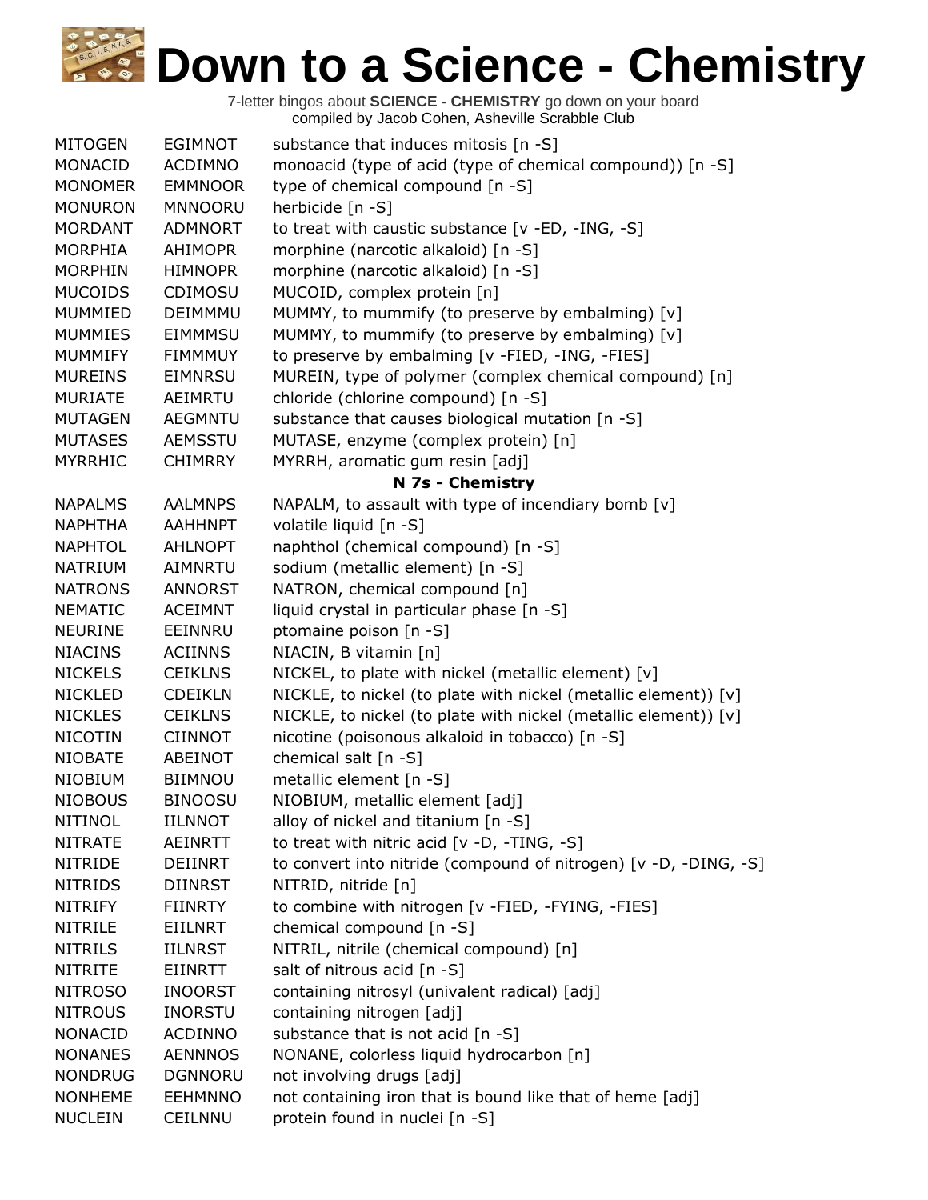# Down to a Science - Chemistry

7-letter bingos about **SCIENCE - CHEMISTRY** go down on your board
compiled by Jacob Cohen, Asheville Scrabble Club

| | | |
|---|---|---|
| MITOGEN | EGIMNOT | substance that induces mitosis [n -S] |
| MONACID | ACDIMNO | monoacid (type of acid (type of chemical compound)) [n -S] |
| MONOMER | EMMNOOR | type of chemical compound [n -S] |
| MONURON | MNNOORU | herbicide [n -S] |
| MORDANT | ADMNORT | to treat with caustic substance [v -ED, -ING, -S] |
| MORPHIA | AHIMOPR | morphine (narcotic alkaloid) [n -S] |
| MORPHIN | HIMNOPR | morphine (narcotic alkaloid) [n -S] |
| MUCOIDS | CDIMOSU | MUCOID, complex protein [n] |
| MUMMIED | DEIMMMU | MUMMY, to mummify (to preserve by embalming) [v] |
| MUMMIES | EIMMMSU | MUMMY, to mummify (to preserve by embalming) [v] |
| MUMMIFY | FIMMMUY | to preserve by embalming [v -FIED, -ING, -FIES] |
| MUREINS | EIMNRSU | MUREIN, type of polymer (complex chemical compound) [n] |
| MURIATE | AEIMRTU | chloride (chlorine compound) [n -S] |
| MUTAGEN | AEGMNTU | substance that causes biological mutation [n -S] |
| MUTASES | AEMSSTU | MUTASE, enzyme (complex protein) [n] |
| MYRRHIC | CHIMRRY | MYRRH, aromatic gum resin [adj] |
| | | **N 7s - Chemistry** |
| NAPALMS | AALMNPS | NAPALM, to assault with type of incendiary bomb [v] |
| NAPHTHA | AAHHNPT | volatile liquid [n -S] |
| NAPHTOL | AHLNOPT | naphthol (chemical compound) [n -S] |
| NATRIUM | AIMNRTU | sodium (metallic element) [n -S] |
| NATRONS | ANNORST | NATRON, chemical compound [n] |
| NEMATIC | ACEIMNT | liquid crystal in particular phase [n -S] |
| NEURINE | EEINNRU | ptomaine poison [n -S] |
| NIACINS | ACIINNS | NIACIN, B vitamin [n] |
| NICKELS | CEIKLNS | NICKEL, to plate with nickel (metallic element) [v] |
| NICKLED | CDEIKLN | NICKLE, to nickel (to plate with nickel (metallic element)) [v] |
| NICKLES | CEIKLNS | NICKLE, to nickel (to plate with nickel (metallic element)) [v] |
| NICOTIN | CIINNOT | nicotine (poisonous alkaloid in tobacco) [n -S] |
| NIOBATE | ABEINOT | chemical salt [n -S] |
| NIOBIUM | BIIMNOU | metallic element [n -S] |
| NIOBOUS | BINOOSU | NIOBIUM, metallic element [adj] |
| NITINOL | IILNNOT | alloy of nickel and titanium [n -S] |
| NITRATE | AEINRTT | to treat with nitric acid [v -D, -TING, -S] |
| NITRIDE | DEIINRT | to convert into nitride (compound of nitrogen) [v -D, -DING, -S] |
| NITRIDS | DIINRST | NITRID, nitride [n] |
| NITRIFY | FIINRTY | to combine with nitrogen [v -FIED, -FYING, -FIES] |
| NITRILE | EIILNRT | chemical compound [n -S] |
| NITRILS | IILNRST | NITRIL, nitrile (chemical compound) [n] |
| NITRITE | EIINRTT | salt of nitrous acid [n -S] |
| NITROSO | INOORST | containing nitrosyl (univalent radical) [adj] |
| NITROUS | INORSTU | containing nitrogen [adj] |
| NONACID | ACDINNO | substance that is not acid [n -S] |
| NONANES | AENNNOS | NONANE, colorless liquid hydrocarbon [n] |
| NONDRUG | DGNNORU | not involving drugs [adj] |
| NONHEME | EEHMNNO | not containing iron that is bound like that of heme [adj] |
| NUCLEIN | CEILNNU | protein found in nuclei [n -S] |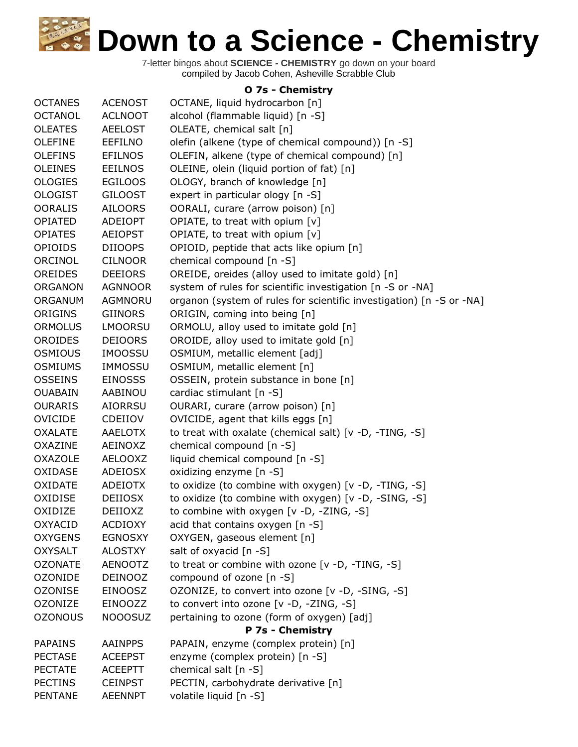# Down to a Science - Chemistry

7-letter bingos about **SCIENCE - CHEMISTRY** go down on your board
compiled by Jacob Cohen, Asheville Scrabble Club

### O 7s - Chemistry

| | | |
|---|---|---|
| OCTANES | ACENOST | OCTANE, liquid hydrocarbon [n] |
| OCTANOL | ACLNOOT | alcohol (flammable liquid) [n -S] |
| OLEATES | AEELOST | OLEATE, chemical salt [n] |
| OLEFINE | EEFILNO | olefin (alkene (type of chemical compound)) [n -S] |
| OLEFINS | EFILNOS | OLEFIN, alkene (type of chemical compound) [n] |
| OLEINES | EEILNOS | OLEINE, olein (liquid portion of fat) [n] |
| OLOGIES | EGILOOS | OLOGY, branch of knowledge [n] |
| OLOGIST | GILOOST | expert in particular ology [n -S] |
| OORALIS | AILOORS | OORALI, curare (arrow poison) [n] |
| OPIATED | ADEIOPT | OPIATE, to treat with opium [v] |
| OPIATES | AEIOPST | OPIATE, to treat with opium [v] |
| OPIOIDS | DIIOOPS | OPIOID, peptide that acts like opium [n] |
| ORCINOL | CILNOOR | chemical compound [n -S] |
| OREIDES | DEEIORS | OREIDE, oreides (alloy used to imitate gold) [n] |
| ORGANON | AGNNOOR | system of rules for scientific investigation [n -S or -NA] |
| ORGANUM | AGMNORU | organon (system of rules for scientific investigation) [n -S or -NA] |
| ORIGINS | GIINORS | ORIGIN, coming into being [n] |
| ORMOLUS | LMOORSU | ORMOLU, alloy used to imitate gold [n] |
| OROIDES | DEIOORS | OROIDE, alloy used to imitate gold [n] |
| OSMIOUS | IMOOSSU | OSMIUM, metallic element [adj] |
| OSMIUMS | IMMOSSU | OSMIUM, metallic element [n] |
| OSSEINS | EINOSSS | OSSEIN, protein substance in bone [n] |
| OUABAIN | AABINOU | cardiac stimulant [n -S] |
| OURARIS | AIORRSU | OURARI, curare (arrow poison) [n] |
| OVICIDE | CDEIIOV | OVICIDE, agent that kills eggs [n] |
| OXALATE | AAELOTX | to treat with oxalate (chemical salt) [v -D, -TING, -S] |
| OXAZINE | AEINOXZ | chemical compound [n -S] |
| OXAZOLE | AELOOXZ | liquid chemical compound [n -S] |
| OXIDASE | ADEIOSX | oxidizing enzyme [n -S] |
| OXIDATE | ADEIOTX | to oxidize (to combine with oxygen) [v -D, -TING, -S] |
| OXIDISE | DEIIOSX | to oxidize (to combine with oxygen) [v -D, -SING, -S] |
| OXIDIZE | DEIIOXZ | to combine with oxygen [v -D, -ZING, -S] |
| OXYACID | ACDIOXY | acid that contains oxygen [n -S] |
| OXYGENS | EGNOSXY | OXYGEN, gaseous element [n] |
| OXYSALT | ALOSTXY | salt of oxyacid [n -S] |
| OZONATE | AENOOTZ | to treat or combine with ozone [v -D, -TING, -S] |
| OZONIDE | DEINOOZ | compound of ozone [n -S] |
| OZONISE | EINOOSZ | OZONIZE, to convert into ozone [v -D, -SING, -S] |
| OZONIZE | EINOOZZ | to convert into ozone [v -D, -ZING, -S] |
| OZONOUS | NOOOSUZ | pertaining to ozone (form of oxygen) [adj] |

### P 7s - Chemistry

| | | |
|---|---|---|
| PAPAINS | AAINPPS | PAPAIN, enzyme (complex protein) [n] |
| PECTASE | ACEEPST | enzyme (complex protein) [n -S] |
| PECTATE | ACEEPTT | chemical salt [n -S] |
| PECTINS | CEINPST | PECTIN, carbohydrate derivative [n] |
| PENTANE | AEENNPT | volatile liquid [n -S] |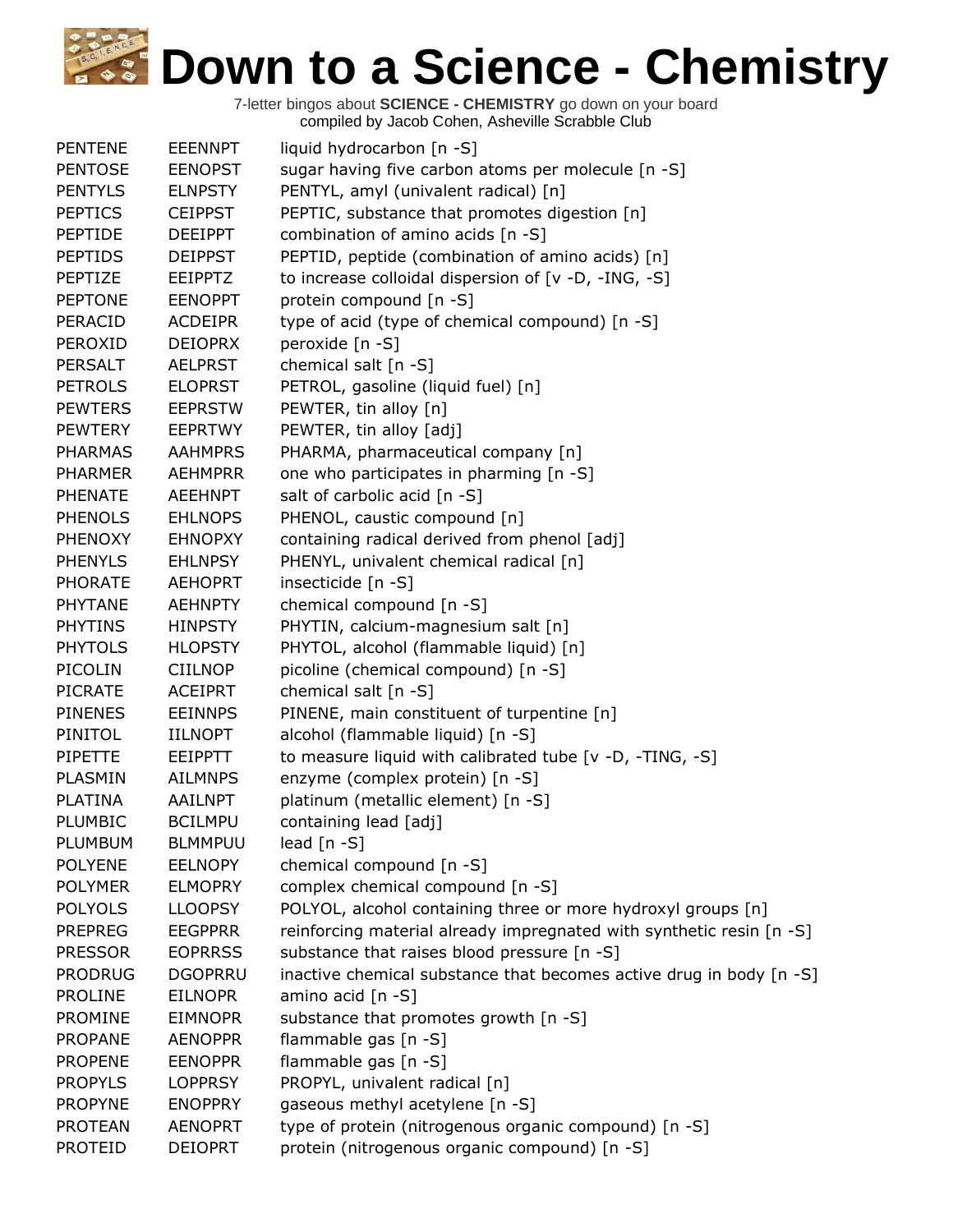# Down to a Science - Chemistry

7-letter bingos about **SCIENCE - CHEMISTRY** go down on your board
compiled by Jacob Cohen, Asheville Scrabble Club

| | | |
|---|---|---|
| PENTENE | EEENNPT | liquid hydrocarbon [n -S] |
| PENTOSE | EENOPST | sugar having five carbon atoms per molecule [n -S] |
| PENTYLS | ELNPSTY | PENTYL, amyl (univalent radical) [n] |
| PEPTICS | CEIPPST | PEPTIC, substance that promotes digestion [n] |
| PEPTIDE | DEEIPPT | combination of amino acids [n -S] |
| PEPTIDS | DEIPPST | PEPTID, peptide (combination of amino acids) [n] |
| PEPTIZE | EEIPPTZ | to increase colloidal dispersion of [v -D, -ING, -S] |
| PEPTONE | EENOPPT | protein compound [n -S] |
| PERACID | ACDEIPR | type of acid (type of chemical compound) [n -S] |
| PEROXID | DEIOPRX | peroxide [n -S] |
| PERSALT | AELPRST | chemical salt [n -S] |
| PETROLS | ELOPRST | PETROL, gasoline (liquid fuel) [n] |
| PEWTERS | EEPRSTW | PEWTER, tin alloy [n] |
| PEWTERY | EEPRTWY | PEWTER, tin alloy [adj] |
| PHARMAS | AAHMPRS | PHARMA, pharmaceutical company [n] |
| PHARMER | AEHMPRR | one who participates in pharming [n -S] |
| PHENATE | AEEHNPT | salt of carbolic acid [n -S] |
| PHENOLS | EHLNOPS | PHENOL, caustic compound [n] |
| PHENOXY | EHNOPXY | containing radical derived from phenol [adj] |
| PHENYLS | EHLNPSY | PHENYL, univalent chemical radical [n] |
| PHORATE | AEHOPRT | insecticide [n -S] |
| PHYTANE | AEHNPTY | chemical compound [n -S] |
| PHYTINS | HINPSTY | PHYTIN, calcium-magnesium salt [n] |
| PHYTOLS | HLOPSTY | PHYTOL, alcohol (flammable liquid) [n] |
| PICOLIN | CIILNOP | picoline (chemical compound) [n -S] |
| PICRATE | ACEIPRT | chemical salt [n -S] |
| PINENES | EEINNPS | PINENE, main constituent of turpentine [n] |
| PINITOL | IILNOPT | alcohol (flammable liquid) [n -S] |
| PIPETTE | EEIPPTT | to measure liquid with calibrated tube [v -D, -TING, -S] |
| PLASMIN | AILMNPS | enzyme (complex protein) [n -S] |
| PLATINA | AAILNPT | platinum (metallic element) [n -S] |
| PLUMBIC | BCILMPU | containing lead [adj] |
| PLUMBUM | BLMMPUU | lead [n -S] |
| POLYENE | EELNOPY | chemical compound [n -S] |
| POLYMER | ELMOPRY | complex chemical compound [n -S] |
| POLYOLS | LLOOPSY | POLYOL, alcohol containing three or more hydroxyl groups [n] |
| PREPREG | EEGPPRR | reinforcing material already impregnated with synthetic resin [n -S] |
| PRESSOR | EOPRRSS | substance that raises blood pressure [n -S] |
| PRODRUG | DGOPRRU | inactive chemical substance that becomes active drug in body [n -S] |
| PROLINE | EILNOPR | amino acid [n -S] |
| PROMINE | EIMNOPR | substance that promotes growth [n -S] |
| PROPANE | AENOPPR | flammable gas [n -S] |
| PROPENE | EENOPPR | flammable gas [n -S] |
| PROPYLS | LOPPRSY | PROPYL, univalent radical [n] |
| PROPYNE | ENOPPRY | gaseous methyl acetylene [n -S] |
| PROTEAN | AENOPRT | type of protein (nitrogenous organic compound) [n -S] |
| PROTEID | DEIOPRT | protein (nitrogenous organic compound) [n -S] |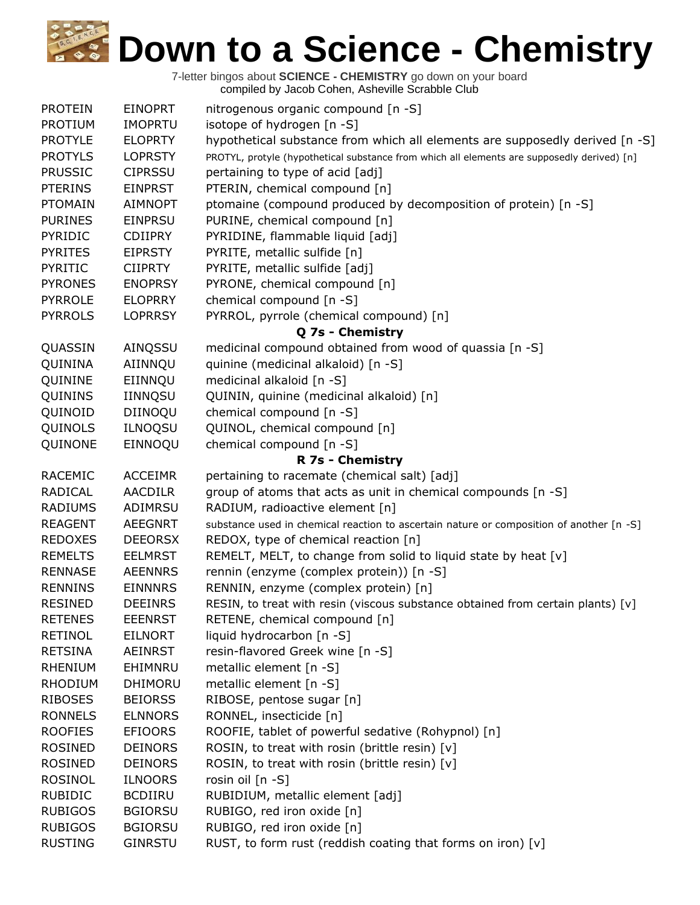# Down to a Science - Chemistry

7-letter bingos about **SCIENCE - CHEMISTRY** go down on your board
compiled by Jacob Cohen, Asheville Scrabble Club

| | | |
|---|---|---|
| PROTEIN | EINOPRT | nitrogenous organic compound [n -S] |
| PROTIUM | IMOPRTU | isotope of hydrogen [n -S] |
| PROTYLE | ELOPRTY | hypothetical substance from which all elements are supposedly derived [n -S] |
| PROTYLS | LOPRSTY | PROTYL, protyle (hypothetical substance from which all elements are supposedly derived) [n] |
| PRUSSIC | CIPRSSU | pertaining to type of acid [adj] |
| PTERINS | EINPRST | PTERIN, chemical compound [n] |
| PTOMAIN | AIMNOPT | ptomaine (compound produced by decomposition of protein) [n -S] |
| PURINES | EINPRSU | PURINE, chemical compound [n] |
| PYRIDIC | CDIIPRY | PYRIDINE, flammable liquid [adj] |
| PYRITES | EIPRSTY | PYRITE, metallic sulfide [n] |
| PYRITIC | CIIPRTY | PYRITE, metallic sulfide [adj] |
| PYRONES | ENOPRSY | PYRONE, chemical compound [n] |
| PYRROLE | ELOPRRY | chemical compound [n -S] |
| PYRROLS | LOPRRSY | PYRROL, pyrrole (chemical compound) [n] |
| | | **Q 7s - Chemistry** |
| QUASSIN | AINQSSU | medicinal compound obtained from wood of quassia [n -S] |
| QUININA | AIINNQU | quinine (medicinal alkaloid) [n -S] |
| QUININE | EIINNQU | medicinal alkaloid [n -S] |
| QUININS | IINNQSU | QUININ, quinine (medicinal alkaloid) [n] |
| QUINOID | DIINOQU | chemical compound [n -S] |
| QUINOLS | ILNOQSU | QUINOL, chemical compound [n] |
| QUINONE | EINNOQU | chemical compound [n -S] |
| | | **R 7s - Chemistry** |
| RACEMIC | ACCEIMR | pertaining to racemate (chemical salt) [adj] |
| RADICAL | AACDILR | group of atoms that acts as unit in chemical compounds [n -S] |
| RADIUMS | ADIMRSU | RADIUM, radioactive element [n] |
| REAGENT | AEEGNRT | substance used in chemical reaction to ascertain nature or composition of another [n -S] |
| REDOXES | DEEORSX | REDOX, type of chemical reaction [n] |
| REMELTS | EELMRST | REMELT, MELT, to change from solid to liquid state by heat [v] |
| RENNASE | AEENNRS | rennin (enzyme (complex protein)) [n -S] |
| RENNINS | EINNNRS | RENNIN, enzyme (complex protein) [n] |
| RESINED | DEEINRS | RESIN, to treat with resin (viscous substance obtained from certain plants) [v] |
| RETENES | EEENRST | RETENE, chemical compound [n] |
| RETINOL | EILNORT | liquid hydrocarbon [n -S] |
| RETSINA | AEINRST | resin-flavored Greek wine [n -S] |
| RHENIUM | EHIMNRU | metallic element [n -S] |
| RHODIUM | DHIMORU | metallic element [n -S] |
| RIBOSES | BEIORSS | RIBOSE, pentose sugar [n] |
| RONNELS | ELNNORS | RONNEL, insecticide [n] |
| ROOFIES | EFIOORS | ROOFIE, tablet of powerful sedative (Rohypnol) [n] |
| ROSINED | DEINORS | ROSIN, to treat with rosin (brittle resin) [v] |
| ROSINED | DEINORS | ROSIN, to treat with rosin (brittle resin) [v] |
| ROSINOL | ILNOORS | rosin oil [n -S] |
| RUBIDIC | BCDIIRU | RUBIDIUM, metallic element [adj] |
| RUBIGOS | BGIORSU | RUBIGO, red iron oxide [n] |
| RUBIGOS | BGIORSU | RUBIGO, red iron oxide [n] |
| RUSTING | GINRSTU | RUST, to form rust (reddish coating that forms on iron) [v] |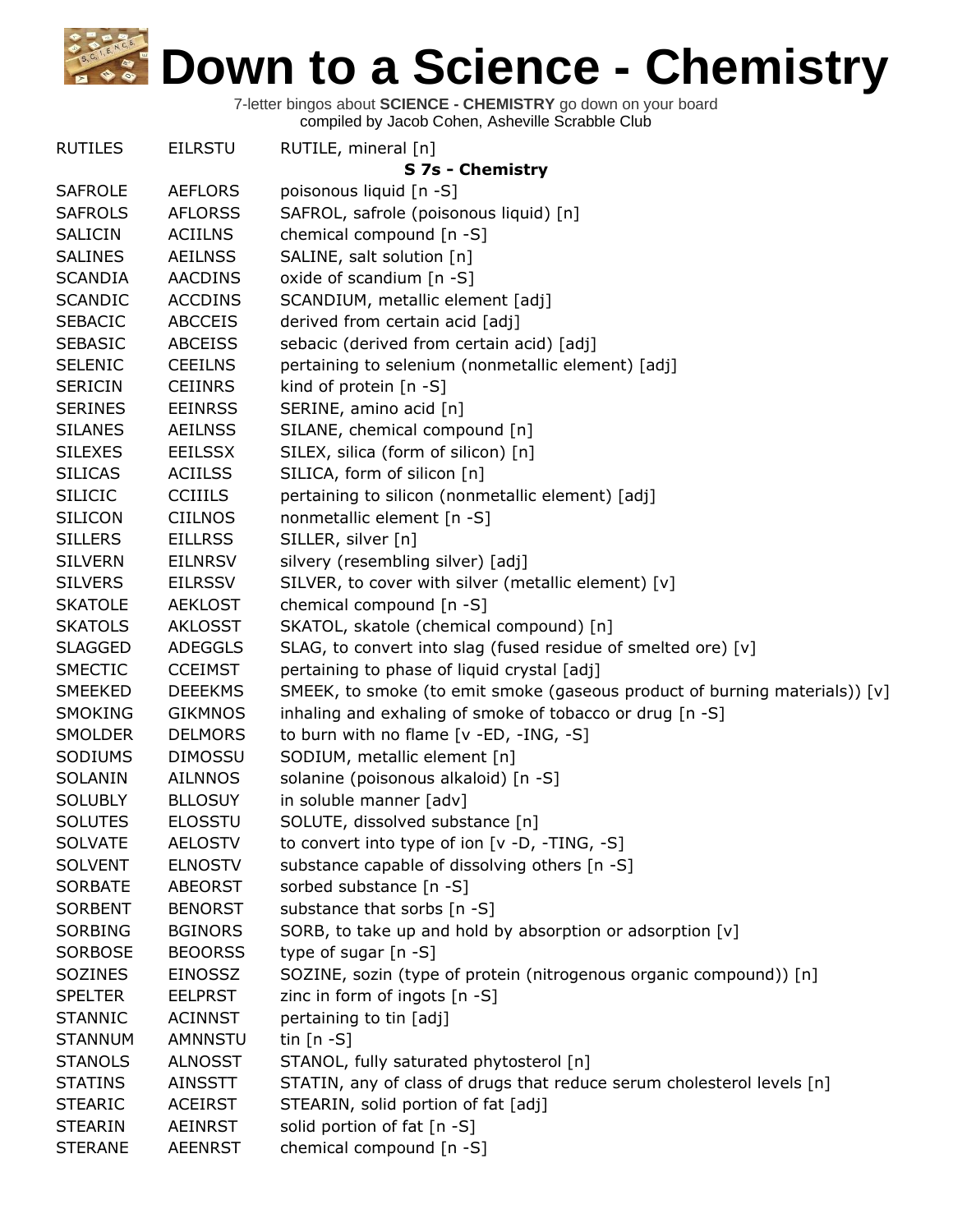# Down to a Science - Chemistry

7-letter bingos about **SCIENCE - CHEMISTRY** go down on your board
compiled by Jacob Cohen, Asheville Scrabble Club

| | | |
|---|---|---|
| RUTILES | EILRSTU | RUTILE, mineral [n] |
| | | **S 7s - Chemistry** |
| SAFROLE | AEFLORS | poisonous liquid [n -S] |
| SAFROLS | AFLORSS | SAFROL, safrole (poisonous liquid) [n] |
| SALICIN | ACIILNS | chemical compound [n -S] |
| SALINES | AEILNSS | SALINE, salt solution [n] |
| SCANDIA | AACDINS | oxide of scandium [n -S] |
| SCANDIC | ACCDINS | SCANDIUM, metallic element [adj] |
| SEBACIC | ABCCEIS | derived from certain acid [adj] |
| SEBASIC | ABCEISS | sebacic (derived from certain acid) [adj] |
| SELENIC | CEEILNS | pertaining to selenium (nonmetallic element) [adj] |
| SERICIN | CEIINRS | kind of protein [n -S] |
| SERINES | EEINRSS | SERINE, amino acid [n] |
| SILANES | AEILNSS | SILANE, chemical compound [n] |
| SILEXES | EEILSSX | SILEX, silica (form of silicon) [n] |
| SILICAS | ACIILSS | SILICA, form of silicon [n] |
| SILICIC | CCIIILS | pertaining to silicon (nonmetallic element) [adj] |
| SILICON | CIILNOS | nonmetallic element [n -S] |
| SILLERS | EILLRSS | SILLER, silver [n] |
| SILVERN | EILNRSV | silvery (resembling silver) [adj] |
| SILVERS | EILRSSV | SILVER, to cover with silver (metallic element) [v] |
| SKATOLE | AEKLOST | chemical compound [n -S] |
| SKATOLS | AKLOSST | SKATOL, skatole (chemical compound) [n] |
| SLAGGED | ADEGGLS | SLAG, to convert into slag (fused residue of smelted ore) [v] |
| SMECTIC | CCEIMST | pertaining to phase of liquid crystal [adj] |
| SMEEKED | DEEEKMS | SMEEK, to smoke (to emit smoke (gaseous product of burning materials)) [v] |
| SMOKING | GIKMNOS | inhaling and exhaling of smoke of tobacco or drug [n -S] |
| SMOLDER | DELMORS | to burn with no flame [v -ED, -ING, -S] |
| SODIUMS | DIMOSSU | SODIUM, metallic element [n] |
| SOLANIN | AILNNOS | solanine (poisonous alkaloid) [n -S] |
| SOLUBLY | BLLOSUY | in soluble manner [adv] |
| SOLUTES | ELOSSTU | SOLUTE, dissolved substance [n] |
| SOLVATE | AELOSTV | to convert into type of ion [v -D, -TING, -S] |
| SOLVENT | ELNOSTV | substance capable of dissolving others [n -S] |
| SORBATE | ABEORST | sorbed substance [n -S] |
| SORBENT | BENORST | substance that sorbs [n -S] |
| SORBING | BGINORS | SORB, to take up and hold by absorption or adsorption [v] |
| SORBOSE | BEOORSS | type of sugar [n -S] |
| SOZINES | EINOSSZ | SOZINE, sozin (type of protein (nitrogenous organic compound)) [n] |
| SPELTER | EELPRST | zinc in form of ingots [n -S] |
| STANNIC | ACINNST | pertaining to tin [adj] |
| STANNUM | AMNNSTU | tin [n -S] |
| STANOLS | ALNOSST | STANOL, fully saturated phytosterol [n] |
| STATINS | AINSSTT | STATIN, any of class of drugs that reduce serum cholesterol levels [n] |
| STEARIC | ACEIRST | STEARIN, solid portion of fat [adj] |
| STEARIN | AEINRST | solid portion of fat [n -S] |
| STERANE | AEENRST | chemical compound [n -S] |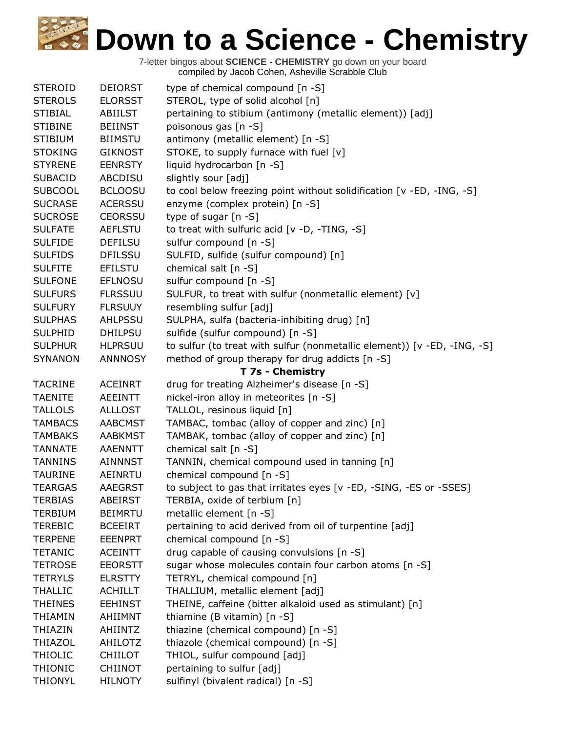# Down to a Science - Chemistry

7-letter bingos about **SCIENCE - CHEMISTRY** go down on your board
compiled by Jacob Cohen, Asheville Scrabble Club

| | | |
|---|---|---|
| STEROID | DEIORST | type of chemical compound [n -S] |
| STEROLS | ELORSST | STEROL, type of solid alcohol [n] |
| STIBIAL | ABIILST | pertaining to stibium (antimony (metallic element)) [adj] |
| STIBINE | BEIINST | poisonous gas [n -S] |
| STIBIUM | BIIMSTU | antimony (metallic element) [n -S] |
| STOKING | GIKNOST | STOKE, to supply furnace with fuel [v] |
| STYRENE | EENRSTY | liquid hydrocarbon [n -S] |
| SUBACID | ABCDISU | slightly sour [adj] |
| SUBCOOL | BCLOOSU | to cool below freezing point without solidification [v -ED, -ING, -S] |
| SUCRASE | ACERSSU | enzyme (complex protein) [n -S] |
| SUCROSE | CEORSSU | type of sugar [n -S] |
| SULFATE | AEFLSTU | to treat with sulfuric acid [v -D, -TING, -S] |
| SULFIDE | DEFILSU | sulfur compound [n -S] |
| SULFIDS | DFILSSU | SULFID, sulfide (sulfur compound) [n] |
| SULFITE | EFILSTU | chemical salt [n -S] |
| SULFONE | EFLNOSU | sulfur compound [n -S] |
| SULFURS | FLRSSUU | SULFUR, to treat with sulfur (nonmetallic element) [v] |
| SULFURY | FLRSUUY | resembling sulfur [adj] |
| SULPHAS | AHLPSSU | SULPHA, sulfa (bacteria-inhibiting drug) [n] |
| SULPHID | DHILPSU | sulfide (sulfur compound) [n -S] |
| SULPHUR | HLPRSUU | to sulfur (to treat with sulfur (nonmetallic element)) [v -ED, -ING, -S] |
| SYNANON | ANNNOSY | method of group therapy for drug addicts [n -S] |
| | | **T 7s - Chemistry** |
| TACRINE | ACEINRT | drug for treating Alzheimer's disease [n -S] |
| TAENITE | AEEINTT | nickel-iron alloy in meteorites [n -S] |
| TALLOLS | ALLLOST | TALLOL, resinous liquid [n] |
| TAMBACS | AABCMST | TAMBAC, tombac (alloy of copper and zinc) [n] |
| TAMBAKS | AABKMST | TAMBAK, tombac (alloy of copper and zinc) [n] |
| TANNATE | AAENNTT | chemical salt [n -S] |
| TANNINS | AINNNST | TANNIN, chemical compound used in tanning [n] |
| TAURINE | AEINRTU | chemical compound [n -S] |
| TEARGAS | AAEGRST | to subject to gas that irritates eyes [v -ED, -SING, -ES or -SSES] |
| TERBIAS | ABEIRST | TERBIA, oxide of terbium [n] |
| TERBIUM | BEIMRTU | metallic element [n -S] |
| TEREBIC | BCEEIRT | pertaining to acid derived from oil of turpentine [adj] |
| TERPENE | EEENPRT | chemical compound [n -S] |
| TETANIC | ACEINTT | drug capable of causing convulsions [n -S] |
| TETROSE | EEORSTT | sugar whose molecules contain four carbon atoms [n -S] |
| TETRYLS | ELRSTTY | TETRYL, chemical compound [n] |
| THALLIC | ACHILLT | THALLIUM, metallic element [adj] |
| THEINES | EEHINST | THEINE, caffeine (bitter alkaloid used as stimulant) [n] |
| THIAMIN | AHIIMNT | thiamine (B vitamin) [n -S] |
| THIAZIN | AHIINTZ | thiazine (chemical compound) [n -S] |
| THIAZOL | AHILOTZ | thiazole (chemical compound) [n -S] |
| THIOLIC | CHIILOT | THIOL, sulfur compound [adj] |
| THIONIC | CHIINOT | pertaining to sulfur [adj] |
| THIONYL | HILNOTY | sulfinyl (bivalent radical) [n -S] |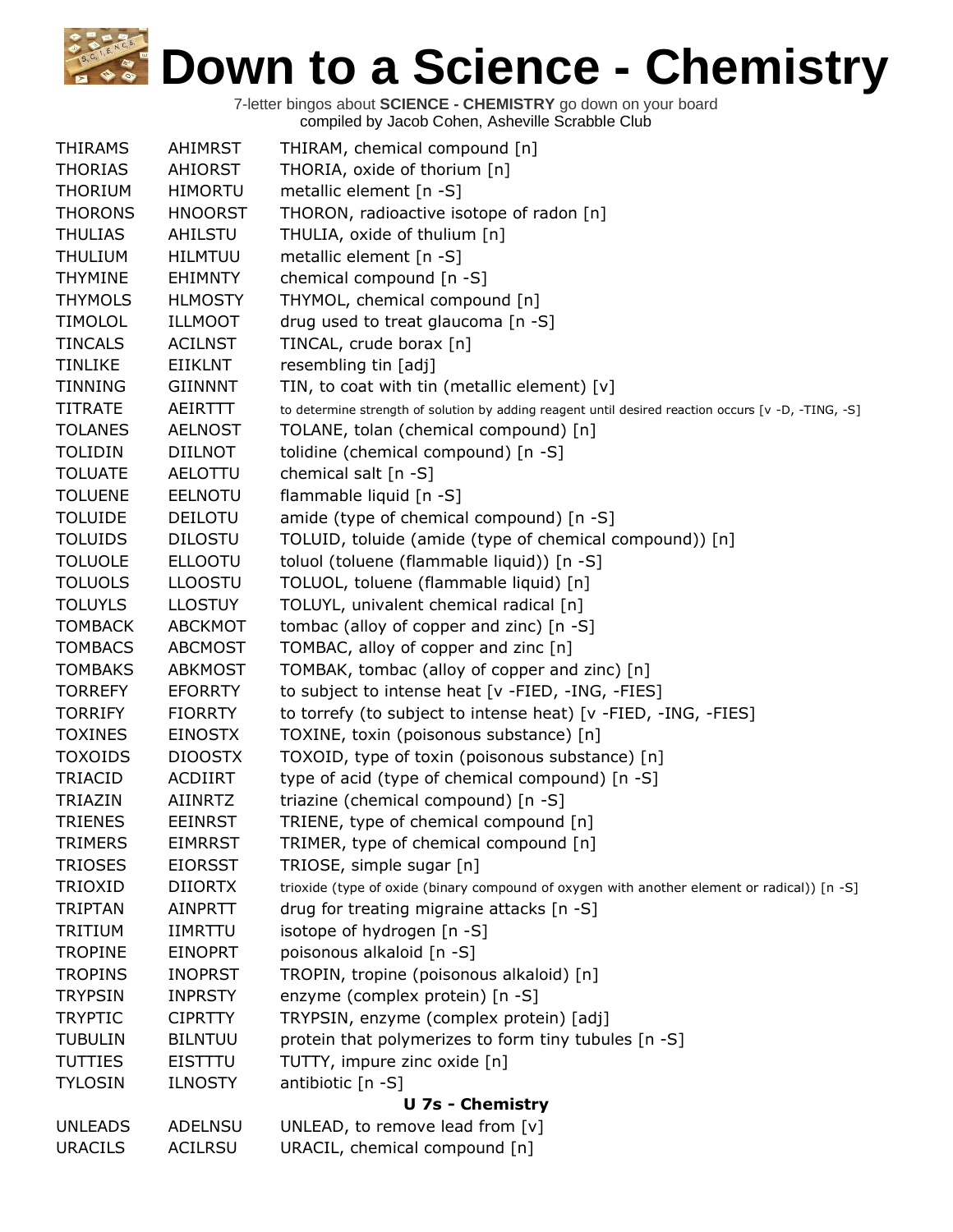# Down to a Science - Chemistry

7-letter bingos about **SCIENCE - CHEMISTRY** go down on your board
compiled by Jacob Cohen, Asheville Scrabble Club

| | | |
|---|---|---|
| THIRAMS | AHIMRST | THIRAM, chemical compound [n] |
| THORIAS | AHIORST | THORIA, oxide of thorium [n] |
| THORIUM | HIMORTU | metallic element [n -S] |
| THORONS | HNOORST | THORON, radioactive isotope of radon [n] |
| THULIAS | AHILSTU | THULIA, oxide of thulium [n] |
| THULIUM | HILMTUU | metallic element [n -S] |
| THYMINE | EHIMNTY | chemical compound [n -S] |
| THYMOLS | HLMOSTY | THYMOL, chemical compound [n] |
| TIMOLOL | ILLMOOT | drug used to treat glaucoma [n -S] |
| TINCALS | ACILNST | TINCAL, crude borax [n] |
| TINLIKE | EIIKLNT | resembling tin [adj] |
| TINNING | GIINNNT | TIN, to coat with tin (metallic element) [v] |
| TITRATE | AEIRTTT | to determine strength of solution by adding reagent until desired reaction occurs [v -D, -TING, -S] |
| TOLANES | AELNOST | TOLANE, tolan (chemical compound) [n] |
| TOLIDIN | DIILNOT | tolidine (chemical compound) [n -S] |
| TOLUATE | AELOTTU | chemical salt [n -S] |
| TOLUENE | EELNOTU | flammable liquid [n -S] |
| TOLUIDE | DEILOTU | amide (type of chemical compound) [n -S] |
| TOLUIDS | DILOSTU | TOLUID, toluide (amide (type of chemical compound)) [n] |
| TOLUOLE | ELLOOTU | toluol (toluene (flammable liquid)) [n -S] |
| TOLUOLS | LLOOSTU | TOLUOL, toluene (flammable liquid) [n] |
| TOLUYLS | LLOSTUY | TOLUYL, univalent chemical radical [n] |
| TOMBACK | ABCKMOT | tombac (alloy of copper and zinc) [n -S] |
| TOMBACS | ABCMOST | TOMBAC, alloy of copper and zinc [n] |
| TOMBAKS | ABKMOST | TOMBAK, tombac (alloy of copper and zinc) [n] |
| TORREFY | EFORRTY | to subject to intense heat [v -FIED, -ING, -FIES] |
| TORRIFY | FIORRTY | to torrefy (to subject to intense heat) [v -FIED, -ING, -FIES] |
| TOXINES | EINOSTX | TOXINE, toxin (poisonous substance) [n] |
| TOXOIDS | DIOOSTX | TOXOID, type of toxin (poisonous substance) [n] |
| TRIACID | ACDIIRT | type of acid (type of chemical compound) [n -S] |
| TRIAZIN | AIINRTZ | triazine (chemical compound) [n -S] |
| TRIENES | EEINRST | TRIENE, type of chemical compound [n] |
| TRIMERS | EIMRRST | TRIMER, type of chemical compound [n] |
| TRIOSES | EIORSST | TRIOSE, simple sugar [n] |
| TRIOXID | DIIORTX | trioxide (type of oxide (binary compound of oxygen with another element or radical)) [n -S] |
| TRIPTAN | AINPRTT | drug for treating migraine attacks [n -S] |
| TRITIUM | IIMRTTU | isotope of hydrogen [n -S] |
| TROPINE | EINOPRT | poisonous alkaloid [n -S] |
| TROPINS | INOPRST | TROPIN, tropine (poisonous alkaloid) [n] |
| TRYPSIN | INPRSTY | enzyme (complex protein) [n -S] |
| TRYPTIC | CIPRTTY | TRYPSIN, enzyme (complex protein) [adj] |
| TUBULIN | BILNTUU | protein that polymerizes to form tiny tubules [n -S] |
| TUTTIES | EISTTTU | TUTTY, impure zinc oxide [n] |
| TYLOSIN | ILNOSTY | antibiotic [n -S] |

**U 7s - Chemistry**

| | | |
|---|---|---|
| UNLEADS | ADELNSU | UNLEAD, to remove lead from [v] |
| URACILS | ACILRSU | URACIL, chemical compound [n] |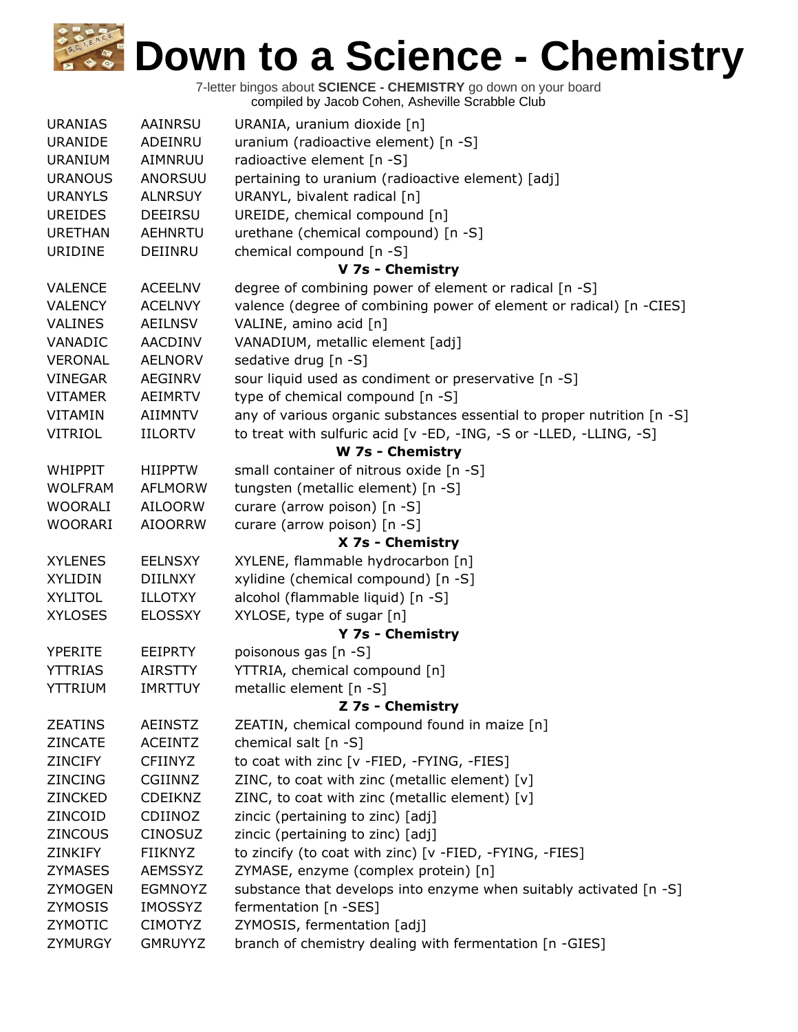# Down to a Science - Chemistry

7-letter bingos about **SCIENCE - CHEMISTRY** go down on your board
compiled by Jacob Cohen, Asheville Scrabble Club

| | | |
|---|---|---|
| URANIAS | AAINRSU | URANIA, uranium dioxide [n] |
| URANIDE | ADEINRU | uranium (radioactive element) [n -S] |
| URANIUM | AIMNRUU | radioactive element [n -S] |
| URANOUS | ANORSUU | pertaining to uranium (radioactive element) [adj] |
| URANYLS | ALNRSUY | URANYL, bivalent radical [n] |
| UREIDES | DEEIRSU | UREIDE, chemical compound [n] |
| URETHAN | AEHNRTU | urethane (chemical compound) [n -S] |
| URIDINE | DEIINRU | chemical compound [n -S] |
| | | **V 7s - Chemistry** |
| VALENCE | ACEELNV | degree of combining power of element or radical [n -S] |
| VALENCY | ACELNVY | valence (degree of combining power of element or radical) [n -CIES] |
| VALINES | AEILNSV | VALINE, amino acid [n] |
| VANADIC | AACDINV | VANADIUM, metallic element [adj] |
| VERONAL | AELNORV | sedative drug [n -S] |
| VINEGAR | AEGINRV | sour liquid used as condiment or preservative [n -S] |
| VITAMER | AEIMRTV | type of chemical compound [n -S] |
| VITAMIN | AIIMNTV | any of various organic substances essential to proper nutrition [n -S] |
| VITRIOL | IILORTV | to treat with sulfuric acid [v -ED, -ING, -S or -LLED, -LLING, -S] |
| | | **W 7s - Chemistry** |
| WHIPPIT | HIIPPTW | small container of nitrous oxide [n -S] |
| WOLFRAM | AFLMORW | tungsten (metallic element) [n -S] |
| WOORALI | AILOORW | curare (arrow poison) [n -S] |
| WOORARI | AIOORRW | curare (arrow poison) [n -S] |
| | | **X 7s - Chemistry** |
| XYLENES | EELNSXY | XYLENE, flammable hydrocarbon [n] |
| XYLIDIN | DIILNXY | xylidine (chemical compound) [n -S] |
| XYLITOL | ILLOTXY | alcohol (flammable liquid) [n -S] |
| XYLOSES | ELOSSXY | XYLOSE, type of sugar [n] |
| | | **Y 7s - Chemistry** |
| YPERITE | EEIPRTY | poisonous gas [n -S] |
| YTTRIAS | AIRSTTY | YTTRIA, chemical compound [n] |
| YTTRIUM | IMRTTUY | metallic element [n -S] |
| | | **Z 7s - Chemistry** |
| ZEATINS | AEINSTZ | ZEATIN, chemical compound found in maize [n] |
| ZINCATE | ACEINTZ | chemical salt [n -S] |
| ZINCIFY | CFIINYZ | to coat with zinc [v -FIED, -FYING, -FIES] |
| ZINCING | CGIINNZ | ZINC, to coat with zinc (metallic element) [v] |
| ZINCKED | CDEIKNZ | ZINC, to coat with zinc (metallic element) [v] |
| ZINCOID | CDIINOZ | zincic (pertaining to zinc) [adj] |
| ZINCOUS | CINOSUZ | zincic (pertaining to zinc) [adj] |
| ZINKIFY | FIIKNYZ | to zincify (to coat with zinc) [v -FIED, -FYING, -FIES] |
| ZYMASES | AEMSSYZ | ZYMASE, enzyme (complex protein) [n] |
| ZYMOGEN | EGMNOYZ | substance that develops into enzyme when suitably activated [n -S] |
| ZYMOSIS | IMOSSYZ | fermentation [n -SES] |
| ZYMOTIC | CIMOTYZ | ZYMOSIS, fermentation [adj] |
| ZYMURGY | GMRUYYZ | branch of chemistry dealing with fermentation [n -GIES] |